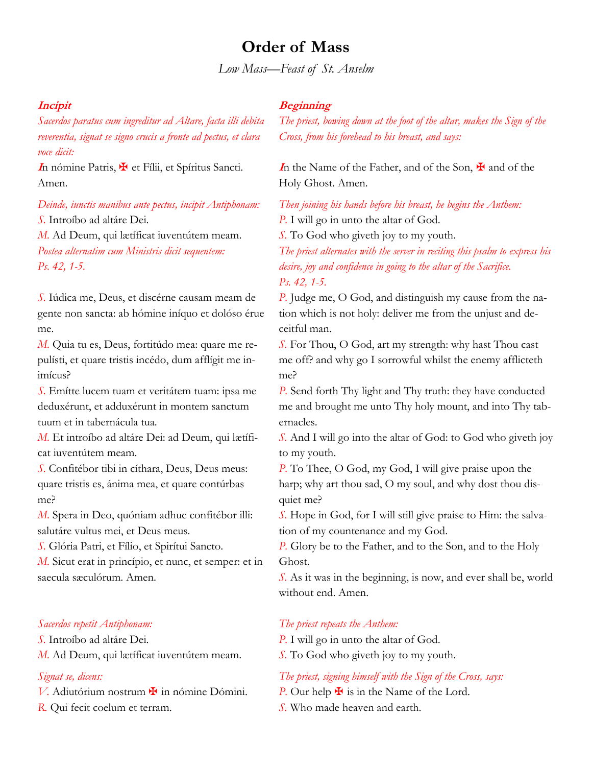# Order of Mass

*Low Mass—Feast of St. Anselm*

### *Incipit*

*Sacerdos paratus cum ingreditur ad Altare, facta illi debita reverentia, signat se signo crucis a fronte ad pectus, et clara voce dicit:*

In nómine Patris, ✠ et Fílii, et Spíritus Sancti. Amen.

*Deinde, iunctis manibus ante pectus, incipit Antiphonam:*

*S.* Introíbo ad altáre Dei.
*M.* Ad Deum, qui lætíficat iuventútem meam.

*Postea alternatim cum Ministris dicit sequentem:*
*Ps. 42, 1-5.*

*S.* Iúdica me, Deus, et discérne causam meam de gente non sancta: ab hómine iníquo et dolóso érue me.
*M.* Quia tu es, Deus, fortitúdo mea: quare me repulísti, et quare tristis incédo, dum afflígit me inimícus?
*S.* Emítte lucem tuam et veritátem tuam: ipsa me deduxérunt, et adduxérunt in montem sanctum tuum et in tabernácula tua.
*M.* Et introíbo ad altáre Dei: ad Deum, qui lætíficat iuventútem meam.
*S.* Confitébor tibi in cíthara, Deus, Deus meus: quare tristis es, ánima mea, et quare contúrbas me?
*M.* Spera in Deo, quóniam adhuc confitébor illi: salutáre vultus mei, et Deus meus.
*S.* Glória Patri, et Fílio, et Spirítui Sancto.
*M.* Sicut erat in princípio, et nunc, et semper: et in saecula sæculórum. Amen.

*Sacerdos repetit Antiphonam:*

*S.* Introíbo ad altáre Dei.
*M.* Ad Deum, qui lætíficat iuventútem meam.

*Signat se, dicens:*

*V.* Adiutórium nostrum ✠ in nómine Dómini.
*R.* Qui fecit coelum et terram.

### *Beginning*

*The priest, bowing down at the foot of the altar, makes the Sign of the Cross, from his forehead to his breast, and says:*

In the Name of the Father, and of the Son, ✠ and of the Holy Ghost. Amen.

*Then joining his hands before his breast, he begins the Anthem:*

*P.* I will go in unto the altar of God.
*S.* To God who giveth joy to my youth.

*The priest alternates with the server in reciting this psalm to express his desire, joy and confidence in going to the altar of the Sacrifice.*
*Ps. 42, 1-5.*

*P.* Judge me, O God, and distinguish my cause from the nation which is not holy: deliver me from the unjust and deceitful man.
*S.* For Thou, O God, art my strength: why hast Thou cast me off? and why go I sorrowful whilst the enemy afflicteth me?
*P.* Send forth Thy light and Thy truth: they have conducted me and brought me unto Thy holy mount, and into Thy tabernacles.
*S.* And I will go into the altar of God: to God who giveth joy to my youth.
*P.* To Thee, O God, my God, I will give praise upon the harp; why art thou sad, O my soul, and why dost thou disquiet me?
*S.* Hope in God, for I will still give praise to Him: the salvation of my countenance and my God.
*P.* Glory be to the Father, and to the Son, and to the Holy Ghost.
*S.* As it was in the beginning, is now, and ever shall be, world without end. Amen.

*The priest repeats the Anthem:*

*P.* I will go in unto the altar of God.
*S.* To God who giveth joy to my youth.

*The priest, signing himself with the Sign of the Cross, says:*

*P.* Our help ✠ is in the Name of the Lord.
*S.* Who made heaven and earth.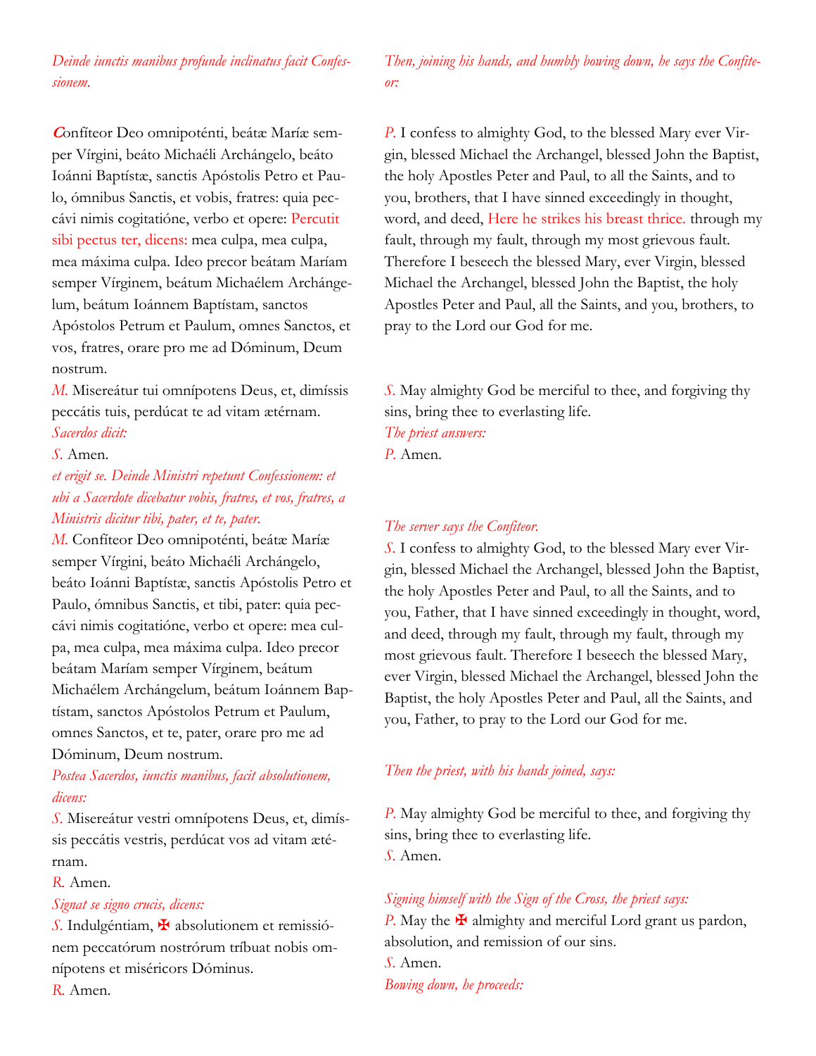*Deinde iunctis manibus profunde inclinatus facit Confessionem.*

**C**onfíteor Deo omnipoténti, beátæ Maríæ semper Vírgini, beáto Michaéli Archángelo, beáto Ioánni Baptístæ, sanctis Apóstolis Petro et Paulo, ómnibus Sanctis, et vobis, fratres: quia peccávi nimis cogitatióne, verbo et opere: *Percutit sibi pectus ter, dicens:* mea culpa, mea culpa, mea máxima culpa. Ideo precor beátam Maríam semper Vírginem, beátum Michaélem Archángelum, beátum Ioánnem Baptístam, sanctos Apóstolos Petrum et Paulum, omnes Sanctos, et vos, fratres, orare pro me ad Dóminum, Deum nostrum.

*M.* Misereátur tui omnípotens Deus, et, dimíssis peccátis tuis, perdúcat te ad vitam ætérnam.

*Sacerdos dicit:*

*S.* Amen.

*et erigit se. Deinde Ministri repetunt Confessionem: et ubi a Sacerdote dicebatur vobis, fratres, et vos, fratres, a Ministris dicitur tibi, pater, et te, pater.*

*M.* Confíteor Deo omnipoténti, beátæ Maríæ semper Vírgini, beáto Michaéli Archángelo, beáto Ioánni Baptístæ, sanctis Apóstolis Petro et Paulo, ómnibus Sanctis, et tibi, pater: quia peccávi nimis cogitatióne, verbo et opere: mea culpa, mea culpa, mea máxima culpa. Ideo precor beátam Maríam semper Vírginem, beátum Michaélem Archángelum, beátum Ioánnem Baptístam, sanctos Apóstolos Petrum et Paulum, omnes Sanctos, et te, pater, orare pro me ad Dóminum, Deum nostrum.

*Postea Sacerdos, iunctis manibus, facit absolutionem, dicens:*

*S.* Misereátur vestri omnípotens Deus, et, dimíssis peccátis vestris, perdúcat vos ad vitam ætérnam.

*R.* Amen.

*Signat se signo crucis, dicens:*

*S.* Indulgéntiam, ✠ absolutionem et remissiónem peccatórum nostrórum tríbuat nobis omnípotens et miséricors Dóminus.

*R.* Amen.

*Then, joining his hands, and humbly bowing down, he says the Confiteor:*

*P.* I confess to almighty God, to the blessed Mary ever Virgin, blessed Michael the Archangel, blessed John the Baptist, the holy Apostles Peter and Paul, to all the Saints, and to you, brothers, that I have sinned exceedingly in thought, word, and deed, *Here he strikes his breast thrice.* through my fault, through my fault, through my most grievous fault. Therefore I beseech the blessed Mary, ever Virgin, blessed Michael the Archangel, blessed John the Baptist, the holy Apostles Peter and Paul, all the Saints, and you, brothers, to pray to the Lord our God for me.

*S.* May almighty God be merciful to thee, and forgiving thy sins, bring thee to everlasting life.

*The priest answers:*

*P.* Amen.

*The server says the Confiteor.*

*S.* I confess to almighty God, to the blessed Mary ever Virgin, blessed Michael the Archangel, blessed John the Baptist, the holy Apostles Peter and Paul, to all the Saints, and to you, Father, that I have sinned exceedingly in thought, word, and deed, through my fault, through my fault, through my most grievous fault. Therefore I beseech the blessed Mary, ever Virgin, blessed Michael the Archangel, blessed John the Baptist, the holy Apostles Peter and Paul, all the Saints, and you, Father, to pray to the Lord our God for me.

*Then the priest, with his hands joined, says:*

*P.* May almighty God be merciful to thee, and forgiving thy sins, bring thee to everlasting life.

*S.* Amen.

*Signing himself with the Sign of the Cross, the priest says:*

*P.* May the ✠ almighty and merciful Lord grant us pardon, absolution, and remission of our sins.

*S.* Amen.

*Bowing down, he proceeds:*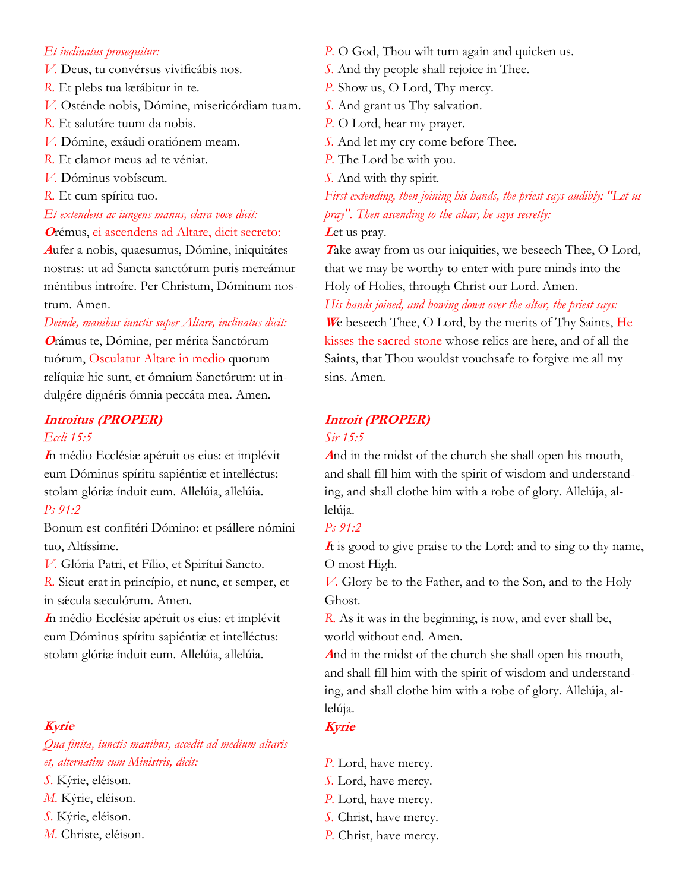*Et inclinatus prosequitur:*

*V.* Deus, tu convérsus vivificábis nos.

*R.* Et plebs tua lætábitur in te.

*V.* Osténde nobis, Dómine, misericórdiam tuam.

*R.* Et salutáre tuum da nobis.

*V.* Dómine, exáudi oratiónem meam.

*R.* Et clamor meus ad te véniat.

*V.* Dóminus vobíscum.

*R.* Et cum spíritu tuo.

*Et extendens ac iungens manus, clara voce dicit:*

**O**rémus, ei ascendens ad Altare, dicit secreto:

**A**ufer a nobis, quaesumus, Dómine, iniquitátes nostras: ut ad Sancta sanctórum puris mereámur méntibus introíre. Per Christum, Dóminum nostrum. Amen.

*Deinde, manibus iunctis super Altare, inclinatus dicit:*

**O**rámus te, Dómine, per mérita Sanctórum tuórum, Osculatur Altare in medio quorum relíquiæ hic sunt, et ómnium Sanctórum: ut indulgére dignéris ómnia peccáta mea. Amen.

### *Introitus (PROPER)*

*Eccli 15:5*

**I**n médio Ecclésiæ apéruit os eius: et implévit eum Dóminus spíritu sapiéntiæ et intelléctus: stolam glóriæ índuit eum. Allelúia, allelúia.

*Ps 91:2*

Bonum est confitéri Dómino: et psállere nómini tuo, Altíssime.

*V.* Glória Patri, et Fílio, et Spirítui Sancto.

*R.* Sicut erat in princípio, et nunc, et semper, et in sǽcula sæculórum. Amen.

**I**n médio Ecclésiæ apéruit os eius: et implévit eum Dóminus spíritu sapiéntiæ et intelléctus: stolam glóriæ índuit eum. Allelúia, allelúia.

### *Kyrie*

*Qua finita, iunctis manibus, accedit ad medium altaris et, alternatim cum Ministris, dicit:*

*S.* Kýrie, eléison.

*M.* Kýrie, eléison.

*S.* Kýrie, eléison.

*M.* Christe, eléison.

*P.* O God, Thou wilt turn again and quicken us.

*S.* And thy people shall rejoice in Thee.

*P.* Show us, O Lord, Thy mercy.

*S.* And grant us Thy salvation.

*P.* O Lord, hear my prayer.

*S.* And let my cry come before Thee.

*P.* The Lord be with you.

*S.* And with thy spirit.

*First extending, then joining his hands, the priest says audibly: "Let us pray". Then ascending to the altar, he says secretly:*

**L**et us pray.

**T**ake away from us our iniquities, we beseech Thee, O Lord, that we may be worthy to enter with pure minds into the Holy of Holies, through Christ our Lord. Amen.

*His hands joined, and bowing down over the altar, the priest says:*

**W**e beseech Thee, O Lord, by the merits of Thy Saints, He kisses the sacred stone whose relics are here, and of all the Saints, that Thou wouldst vouchsafe to forgive me all my sins. Amen.

### *Introit (PROPER)*

*Sir 15:5*

**A**nd in the midst of the church she shall open his mouth, and shall fill him with the spirit of wisdom and understanding, and shall clothe him with a robe of glory. Allelúja, allelúja.

*Ps 91:2*

**I**t is good to give praise to the Lord: and to sing to thy name, O most High.

*V.* Glory be to the Father, and to the Son, and to the Holy Ghost.

*R.* As it was in the beginning, is now, and ever shall be, world without end. Amen.

**A**nd in the midst of the church she shall open his mouth, and shall fill him with the spirit of wisdom and understanding, and shall clothe him with a robe of glory. Allelúja, allelúja.

### *Kyrie*

*P.* Lord, have mercy.

*S.* Lord, have mercy.

*P.* Lord, have mercy.

*S.* Christ, have mercy.

*P.* Christ, have mercy.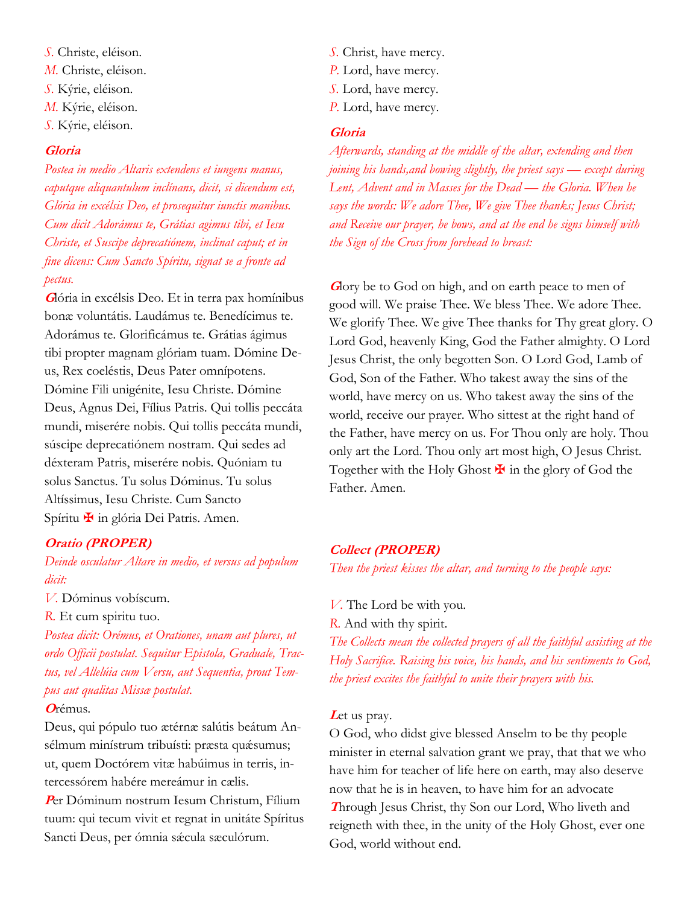*S.* Christe, eléison.
*M.* Christe, eléison.
*S.* Kýrie, eléison.
*M.* Kýrie, eléison.
*S.* Kýrie, eléison.

*S.* Christ, have mercy.
*P.* Lord, have mercy.
*S.* Lord, have mercy.
*P.* Lord, have mercy.

### Gloria

*Postea in medio Altaris extendens et iungens manus, caputque aliquantulum inclínans, dicit, si dicendum est, Glória in excélsis Deo, et prosequitur iunctis manibus. Cum dicit Adorámus te, Grátias agimus tibi, et Iesu Christe, et Suscipe deprecatiónem, inclinat caput; et in fine dicens: Cum Sancto Spíritu, signat se a fronte ad pectus.*

**G**lória in excélsis Deo. Et in terra pax homínibus bonæ voluntátis. Laudámus te. Benedícimus te. Adorámus te. Glorificámus te. Grátias ágimus tibi propter magnam glóriam tuam. Dómine Deus, Rex coeléstis, Deus Pater omnípotens. Dómine Fili unigénite, Iesu Christe. Dómine Deus, Agnus Dei, Fílius Patris. Qui tollis peccáta mundi, miserére nobis. Qui tollis peccáta mundi, súscipe deprecatiónem nostram. Qui sedes ad déxteram Patris, miserére nobis. Quóniam tu solus Sanctus. Tu solus Dóminus. Tu solus Altíssimus, Iesu Christe. Cum Sancto Spíritu ✠ in glória Dei Patris. Amen.

### Gloria

*Afterwards, standing at the middle of the altar, extending and then joining his hands,and bowing slightly, the priest says — except during Lent, Advent and in Masses for the Dead — the Gloria. When he says the words: We adore Thee, We give Thee thanks; Jesus Christ; and Receive our prayer, he bows, and at the end he signs himself with the Sign of the Cross from forehead to breast:*

**G**lory be to God on high, and on earth peace to men of good will. We praise Thee. We bless Thee. We adore Thee. We glorify Thee. We give Thee thanks for Thy great glory. O Lord God, heavenly King, God the Father almighty. O Lord Jesus Christ, the only begotten Son. O Lord God, Lamb of God, Son of the Father. Who takest away the sins of the world, have mercy on us. Who takest away the sins of the world, receive our prayer. Who sittest at the right hand of the Father, have mercy on us. For Thou only are holy. Thou only art the Lord. Thou only art most high, O Jesus Christ. Together with the Holy Ghost ✠ in the glory of God the Father. Amen.

### Oratio (PROPER)

*Deinde osculatur Altare in medio, et versus ad populum dicit:*

*V.* Dóminus vobíscum.
*R.* Et cum spiritu tuo.

*Postea dicit: Orémus, et Orationes, unam aut plures, ut ordo Officii postulat. Sequitur Epistola, Graduale, Tractus, vel Allelúia cum Versu, aut Sequentia, prout Tempus aut qualitas Missæ postulat.*

**O**rémus.
Deus, qui pópulo tuo ætérnæ salútis beátum Ansélmum minístrum tribuísti: præsta quǽsumus; ut, quem Doctórem vitæ habúimus in terris, intercessórem habére mereámur in cælis.
**P**er Dóminum nostrum Iesum Christum, Fílium tuum: qui tecum vivit et regnat in unitáte Spíritus Sancti Deus, per ómnia sǽcula sæculórum.

### Collect (PROPER)

*Then the priest kisses the altar, and turning to the people says:*

*V.* The Lord be with you.
*R.* And with thy spirit.

*The Collects mean the collected prayers of all the faithful assisting at the Holy Sacrifice. Raising his voice, his hands, and his sentiments to God, the priest excites the faithful to unite their prayers with his.*

**L**et us pray.
O God, who didst give blessed Anselm to be thy people minister in eternal salvation grant we pray, that that we who have him for teacher of life here on earth, may also deserve now that he is in heaven, to have him for an advocate
**T**hrough Jesus Christ, thy Son our Lord, Who liveth and reigneth with thee, in the unity of the Holy Ghost, ever one God, world without end.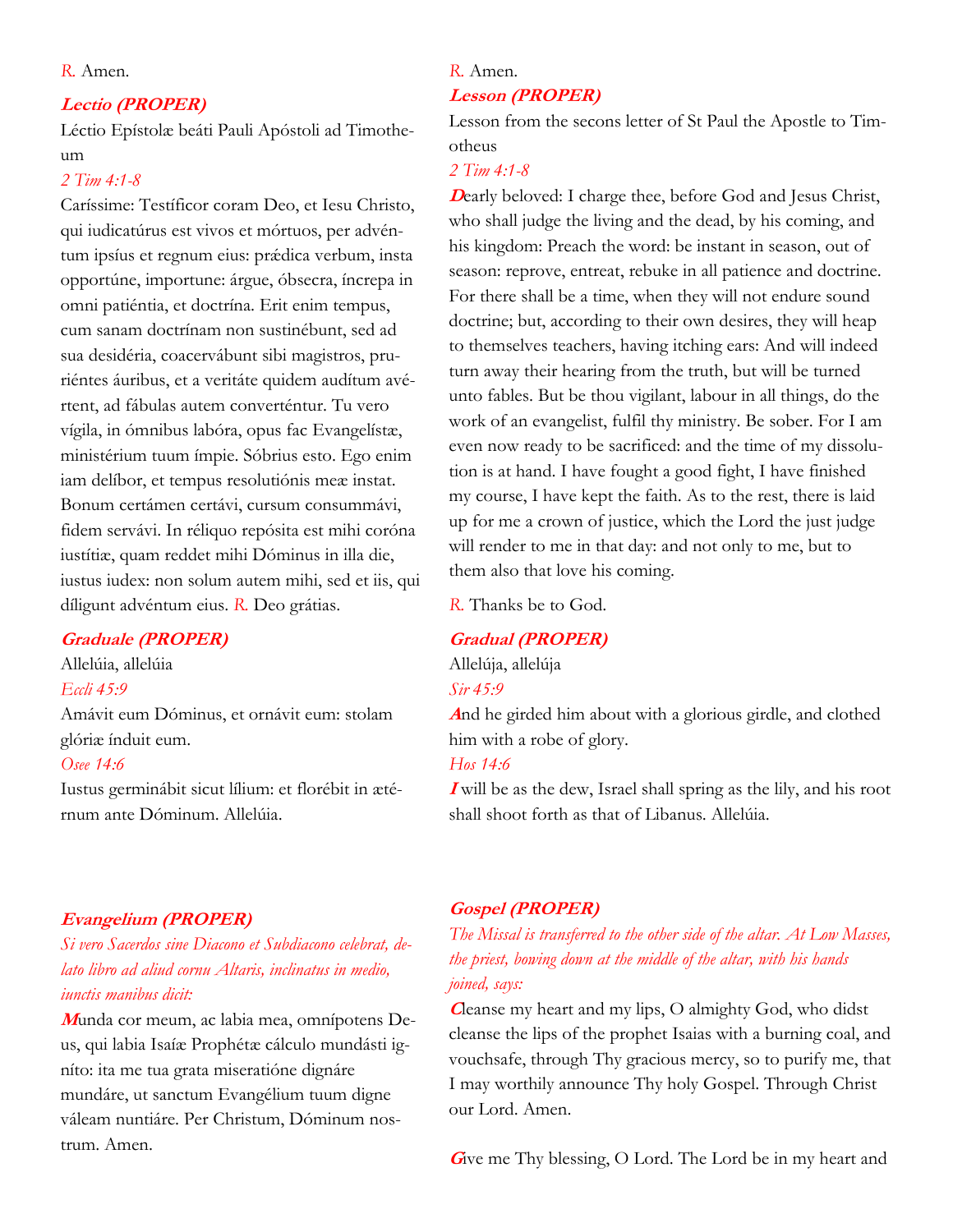*R.* Amen.

***Lectio (PROPER)***

Léctio Epístolæ beáti Pauli Apóstoli ad Timotheum

*2 Tim 4:1-8*

Caríssime: Testíficor coram Deo, et Iesu Christo, qui iudicatúrus est vivos et mórtuos, per advéntum ipsíus et regnum eius: prǽdica verbum, insta opportúne, importune: árgue, óbsecra, íncrepa in omni patiéntia, et doctrína. Erit enim tempus, cum sanam doctrínam non sustinébunt, sed ad sua desidéria, coacervábunt sibi magistros, pruriéntes áuribus, et a veritáte quidem audítum avértent, ad fábulas autem converténtur. Tu vero vígila, in ómnibus labóra, opus fac Evangelístæ, ministérium tuum ímpie. Sóbrius esto. Ego enim iam delíbor, et tempus resolutiónis meæ instat. Bonum certámen certávi, cursum consummávi, fidem servávi. In réliquo repósita est mihi coróna iustítiæ, quam reddet mihi Dóminus in illa die, iustus iudex: non solum autem mihi, sed et iis, qui díligunt advéntum eius. *R.* Deo grátias.

***Graduale (PROPER)***

Allelúia, allelúia

*Eccli 45:9*

Amávit eum Dóminus, et ornávit eum: stolam glóriæ índuit eum.

*Osee 14:6*

Iustus germinábit sicut lílium: et florébit in ætérnum ante Dóminum. Allelúia.

***Evangelium (PROPER)***

*Si vero Sacerdos sine Diacono et Subdiacono celebrat, delato libro ad aliud cornu Altaris, inclinatus in medio, iunctis manibus dicit:*

**M**unda cor meum, ac labia mea, omnípotens Deus, qui labia Isaíæ Prophétæ cálculo mundásti ignito: ita me tua grata miseratióne dignáre mundáre, ut sanctum Evangélium tuum digne váleam nuntiáre. Per Christum, Dóminum nostrum. Amen.

*R.* Amen.

***Lesson (PROPER)***

Lesson from the secons letter of St Paul the Apostle to Timotheus

*2 Tim 4:1-8*

**D**early beloved: I charge thee, before God and Jesus Christ, who shall judge the living and the dead, by his coming, and his kingdom: Preach the word: be instant in season, out of season: reprove, entreat, rebuke in all patience and doctrine. For there shall be a time, when they will not endure sound doctrine; but, according to their own desires, they will heap to themselves teachers, having itching ears: And will indeed turn away their hearing from the truth, but will be turned unto fables. But be thou vigilant, labour in all things, do the work of an evangelist, fulfil thy ministry. Be sober. For I am even now ready to be sacrificed: and the time of my dissolution is at hand. I have fought a good fight, I have finished my course, I have kept the faith. As to the rest, there is laid up for me a crown of justice, which the Lord the just judge will render to me in that day: and not only to me, but to them also that love his coming.

*R.* Thanks be to God.

***Gradual (PROPER)***

Allelúja, allelúja

*Sir 45:9*

**A**nd he girded him about with a glorious girdle, and clothed him with a robe of glory.

*Hos 14:6*

**I** will be as the dew, Israel shall spring as the lily, and his root shall shoot forth as that of Libanus. Allelúia.

***Gospel (PROPER)***

*The Missal is transferred to the other side of the altar. At Low Masses, the priest, bowing down at the middle of the altar, with his hands joined, says:*

**C**leanse my heart and my lips, O almighty God, who didst cleanse the lips of the prophet Isaias with a burning coal, and vouchsafe, through Thy gracious mercy, so to purify me, that I may worthily announce Thy holy Gospel. Through Christ our Lord. Amen.

**G**ive me Thy blessing, O Lord. The Lord be in my heart and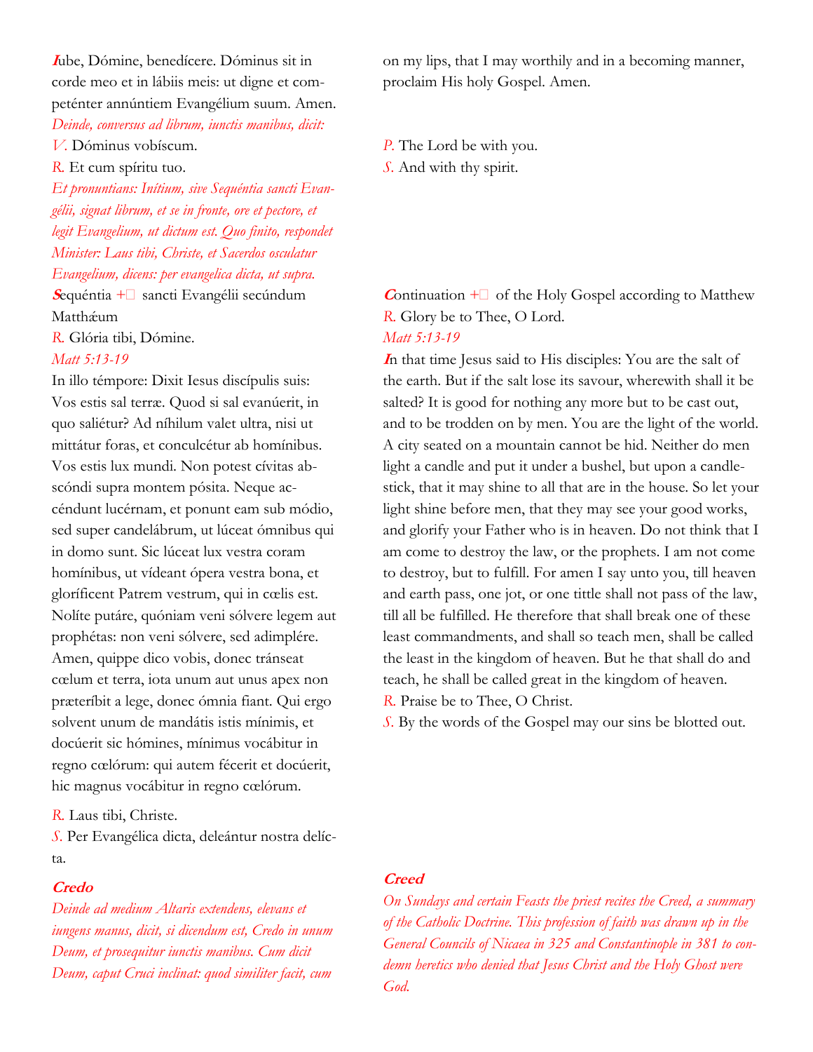**I**ube, Dómine, benedícere. Dóminus sit in corde meo et in lábiis meis: ut digne et competénter annúntiem Evangélium suum. Amen.

*Deinde, conversus ad librum, iunctis manibus, dicit:*

*V.* Dóminus vobíscum.

*R.* Et cum spíritu tuo.

*Et pronuntians: Inítium, sive Sequéntia sancti Evangélii, signat librum, et se in fronte, ore et pectore, et legit Evangelium, ut dictum est. Quo finito, respondet Minister: Laus tibi, Christe, et Sacerdos osculatur Evangelium, dicens: per evangelica dicta, ut supra.*

**S**equéntia +︎ sancti Evangélii secúndum Matthǽum

*R.* Glória tibi, Dómine.

*Matt 5:13-19*

In illo témpore: Dixit Iesus discípulis suis: Vos estis sal terræ. Quod si sal evanúerit, in quo saliétur? Ad níhilum valet ultra, nisi ut mittátur foras, et conculcétur ab homínibus. Vos estis lux mundi. Non potest cívitas abscóndi supra montem pósita. Neque accéndunt lucérnam, et ponunt eam sub módio, sed super candelábrum, ut lúceat ómnibus qui in domo sunt. Sic lúceat lux vestra coram homínibus, ut vídeant ópera vestra bona, et gloríficent Patrem vestrum, qui in cœlis est. Nolíte putáre, quóniam veni sólvere legem aut prophétas: non veni sólvere, sed adimplére. Amen, quippe dico vobis, donec tránseat cœlum et terra, iota unum aut unus apex non præteríbit a lege, donec ómnia fiant. Qui ergo solvent unum de mandátis istis mínimis, et docúerit sic hómines, mínimus vocábitur in regno cœlórum: qui autem fécerit et docúerit, hic magnus vocábitur in regno cœlórum.

*R.* Laus tibi, Christe.

*S.* Per Evangélica dicta, deleántur nostra delícta.

**Credo**

*Deinde ad medium Altaris extendens, elevans et iungens manus, dicit, si dicendum est, Credo in unum Deum, et prosequitur iunctis manibus. Cum dicit Deum, caput Cruci inclinat: quod similiter facit, cum*

on my lips, that I may worthily and in a becoming manner, proclaim His holy Gospel. Amen.

*P.* The Lord be with you.

*S.* And with thy spirit.

**C**ontinuation +︎ of the Holy Gospel according to Matthew

*R.* Glory be to Thee, O Lord.

*Matt 5:13-19*

**I**n that time Jesus said to His disciples: You are the salt of the earth. But if the salt lose its savour, wherewith shall it be salted? It is good for nothing any more but to be cast out, and to be trodden on by men. You are the light of the world. A city seated on a mountain cannot be hid. Neither do men light a candle and put it under a bushel, but upon a candlestick, that it may shine to all that are in the house. So let your light shine before men, that they may see your good works, and glorify your Father who is in heaven. Do not think that I am come to destroy the law, or the prophets. I am not come to destroy, but to fulfill. For amen I say unto you, till heaven and earth pass, one jot, or one tittle shall not pass of the law, till all be fulfilled. He therefore that shall break one of these least commandments, and shall so teach men, shall be called the least in the kingdom of heaven. But he that shall do and teach, he shall be called great in the kingdom of heaven.

*R.* Praise be to Thee, O Christ.

*S.* By the words of the Gospel may our sins be blotted out.

**Creed**

*On Sundays and certain Feasts the priest recites the Creed, a summary of the Catholic Doctrine. This profession of faith was drawn up in the General Councils of Nicaea in 325 and Constantinople in 381 to condemn heretics who denied that Jesus Christ and the Holy Ghost were God.*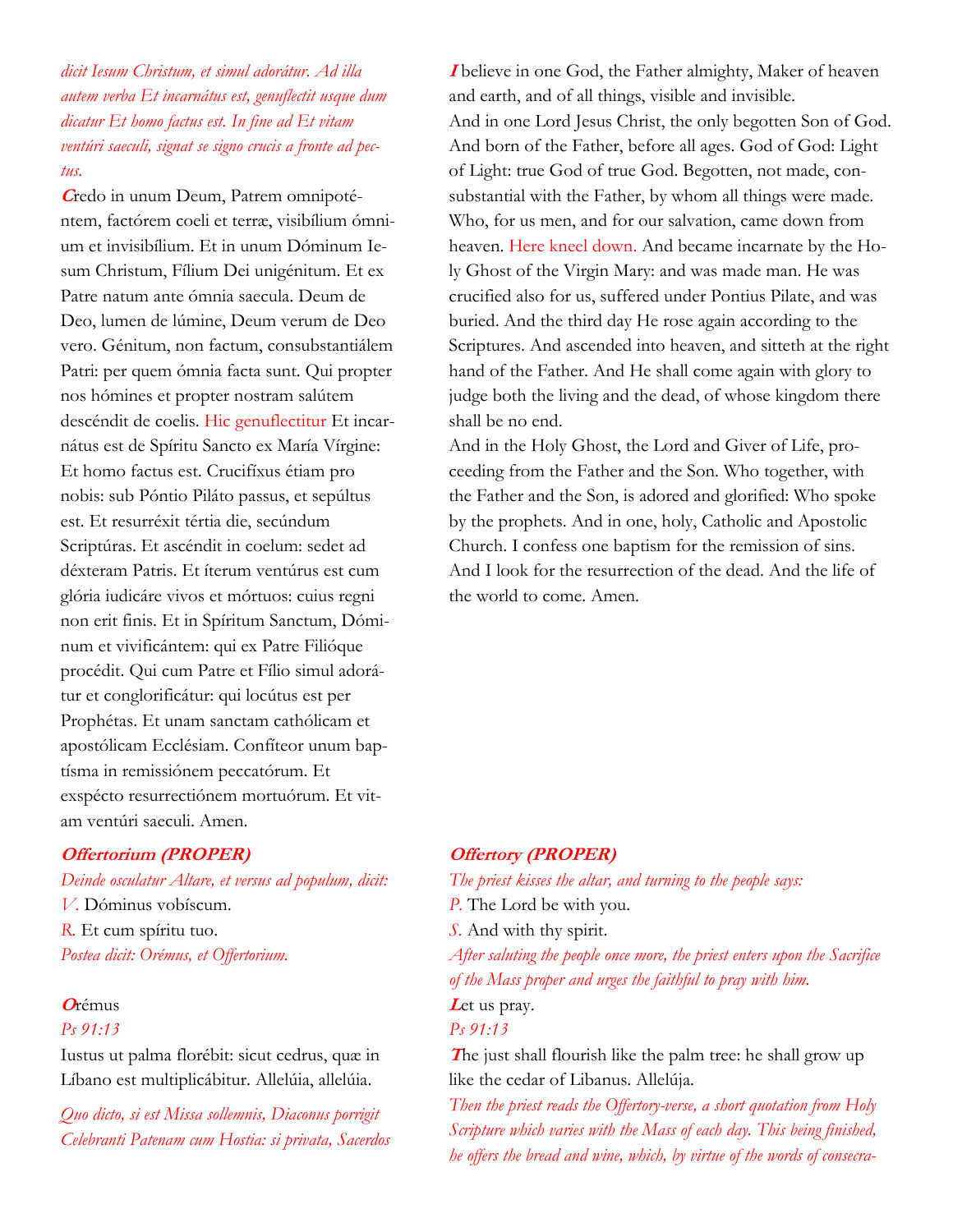*dicit Iesum Christum, et simul adorátur. Ad illa autem verba Et incarnátus est, genuflectit usque dum dicatur Et homo factus est. In fine ad Et vitam ventúri saeculi, signat se signo crucis a fronte ad pectus.*

**C**redo in unum Deum, Patrem omnipoténtem, factórem coeli et terræ, visibílium ómnium et invisibílium. Et in unum Dóminum Iesum Christum, Fílium Dei unigénitum. Et ex Patre natum ante ómnia saecula. Deum de Deo, lumen de lúmine, Deum verum de Deo vero. Génitum, non factum, consubstantiálem Patri: per quem ómnia facta sunt. Qui propter nos hómines et propter nostram salútem descéndit de coelis. Hic genuflectitur Et incarnátus est de Spíritu Sancto ex María Vírgine: Et homo factus est. Crucifíxus étiam pro nobis: sub Póntio Piláto passus, et sepúltus est. Et resurréxit tértia die, secúndum Scriptúras. Et ascéndit in coelum: sedet ad déxteram Patris. Et íterum ventúrus est cum glória iudicáre vivos et mórtuos: cuius regni non erit finis. Et in Spíritum Sanctum, Dóminum et vivificántem: qui ex Patre Filióque procédit. Qui cum Patre et Fílio simul adorátur et conglorificátur: qui locútus est per Prophétas. Et unam sanctam cathólicam et apostólicam Ecclésiam. Confíteor unum baptísma in remissiónem peccatórum. Et exspécto resurrectiónem mortuórum. Et vitam ventúri saeculi. Amen.

**I** believe in one God, the Father almighty, Maker of heaven and earth, and of all things, visible and invisible.
And in one Lord Jesus Christ, the only begotten Son of God. And born of the Father, before all ages. God of God: Light of Light: true God of true God. Begotten, not made, consubstantial with the Father, by whom all things were made. Who, for us men, and for our salvation, came down from heaven. Here kneel down. And became incarnate by the Holy Ghost of the Virgin Mary: and was made man. He was crucified also for us, suffered under Pontius Pilate, and was buried. And the third day He rose again according to the Scriptures. And ascended into heaven, and sitteth at the right hand of the Father. And He shall come again with glory to judge both the living and the dead, of whose kingdom there shall be no end.
And in the Holy Ghost, the Lord and Giver of Life, proceeding from the Father and the Son. Who together, with the Father and the Son, is adored and glorified: Who spoke by the prophets. And in one, holy, Catholic and Apostolic Church. I confess one baptism for the remission of sins. And I look for the resurrection of the dead. And the life of the world to come. Amen.

### Offertorium (PROPER)

*Deinde osculatur Altare, et versus ad populum, dicit:*
*V.* Dóminus vobíscum.
*R.* Et cum spíritu tuo.
*Postea dicit: Orémus, et Offertorium.*

**O**rémus
*Ps 91:13*
Iustus ut palma florébit: sicut cedrus, quæ in Líbano est multiplicábitur. Allelúia, allelúia.

*Quo dicto, si est Missa sollemnis, Diaconus porrigit Celebranti Patenam cum Hostia: si privata, Sacerdos*

### Offertory (PROPER)

*The priest kisses the altar, and turning to the people says:*
*P.* The Lord be with you.
*S.* And with thy spirit.
*After saluting the people once more, the priest enters upon the Sacrifice of the Mass proper and urges the faithful to pray with him.*
**L**et us pray.
*Ps 91:13*
**T**he just shall flourish like the palm tree: he shall grow up like the cedar of Libanus. Allelúja.
*Then the priest reads the Offertory-verse, a short quotation from Holy Scripture which varies with the Mass of each day. This being finished, he offers the bread and wine, which, by virtue of the words of consecra-*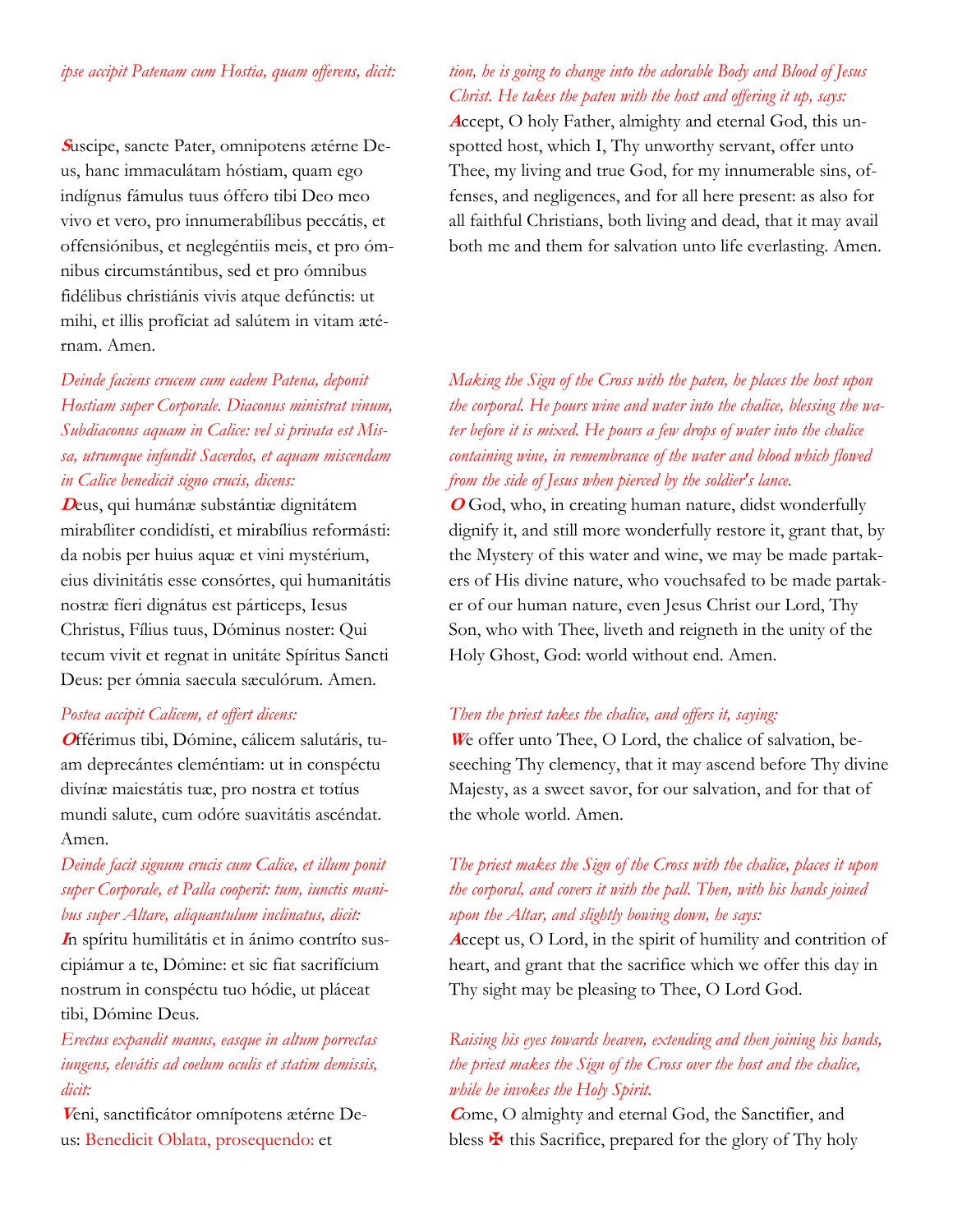*ipse accipit Patenam cum Hostia, quam offerens, dicit:*

**S**uscipe, sancte Pater, omnipotens ætérne Deus, hanc immaculátam hóstiam, quam ego indígnus fámulus tuus óffero tibi Deo meo vivo et vero, pro innumerabílibus peccátis, et offensiónibus, et neglegéntiis meis, et pro ómnibus circumstántibus, sed et pro ómnibus fidélibus christiánis vivis atque defúnctis: ut mihi, et illis profíciat ad salútem in vitam ætérnam. Amen.

*tion, he is going to change into the adorable Body and Blood of Jesus Christ. He takes the paten with the host and offering it up, says:*

**A**ccept, O holy Father, almighty and eternal God, this unspotted host, which I, Thy unworthy servant, offer unto Thee, my living and true God, for my innumerable sins, offenses, and negligences, and for all here present: as also for all faithful Christians, both living and dead, that it may avail both me and them for salvation unto life everlasting. Amen.

*Deinde faciens crucem cum eadem Patena, deponit Hostiam super Corporale. Diaconus ministrat vinum, Subdiaconus aquam in Calice: vel si privata est Missa, utrumque infundit Sacerdos, et aquam miscendam in Calice benedicit signo crucis, dicens:*

**D**eus, qui humánæ substántiæ dignitátem mirabíliter condidísti, et mirabílius reformásti: da nobis per huius aquæ et vini mystérium, eius divinitátis esse consórtes, qui humanitátis nostræ fíeri dignátus est párticeps, Iesus Christus, Fílius tuus, Dóminus noster: Qui tecum vivit et regnat in unitáte Spíritus Sancti Deus: per ómnia saecula sæculórum. Amen.

*Making the Sign of the Cross with the paten, he places the host upon the corporal. He pours wine and water into the chalice, blessing the water before it is mixed. He pours a few drops of water into the chalice containing wine, in remembrance of the water and blood which flowed from the side of Jesus when pierced by the soldier's lance.*

**O** God, who, in creating human nature, didst wonderfully dignify it, and still more wonderfully restore it, grant that, by the Mystery of this water and wine, we may be made partakers of His divine nature, who vouchsafed to be made partaker of our human nature, even Jesus Christ our Lord, Thy Son, who with Thee, liveth and reigneth in the unity of the Holy Ghost, God: world without end. Amen.

*Postea accipit Calicem, et offert dicens:*

**O**fférimus tibi, Dómine, cálicem salutáris, tuam deprecántes cleméntiam: ut in conspéctu divínæ maiestátis tuæ, pro nostra et totíus mundi salute, cum odóre suavitátis ascéndat. Amen.

*Then the priest takes the chalice, and offers it, saying:*

**W**e offer unto Thee, O Lord, the chalice of salvation, beseeching Thy clemency, that it may ascend before Thy divine Majesty, as a sweet savor, for our salvation, and for that of the whole world. Amen.

*Deinde facit signum crucis cum Calice, et illum ponit super Corporale, et Palla cooperit: tum, iunctis manibus super Altare, aliquantulum inclinatus, dicit:*

**I**n spíritu humilitátis et in ánimo contríto suscipiámur a te, Dómine: et sic fiat sacrifícium nostrum in conspéctu tuo hódie, ut pláceat tibi, Dómine Deus.

*The priest makes the Sign of the Cross with the chalice, places it upon the corporal, and covers it with the pall. Then, with his hands joined upon the Altar, and slightly bowing down, he says:*

**A**ccept us, O Lord, in the spirit of humility and contrition of heart, and grant that the sacrifice which we offer this day in Thy sight may be pleasing to Thee, O Lord God.

*Erectus expandit manus, easque in altum porrectas iungens, elevátis ad coelum oculis et statim demissis, dicit:*

**V**eni, sanctificátor omnípotens ætérne Deus: Benedicit Oblata, prosequendo: et

*Raising his eyes towards heaven, extending and then joining his hands, the priest makes the Sign of the Cross over the host and the chalice, while he invokes the Holy Spirit.*

**C**ome, O almighty and eternal God, the Sanctifier, and bless ✠ this Sacrifice, prepared for the glory of Thy holy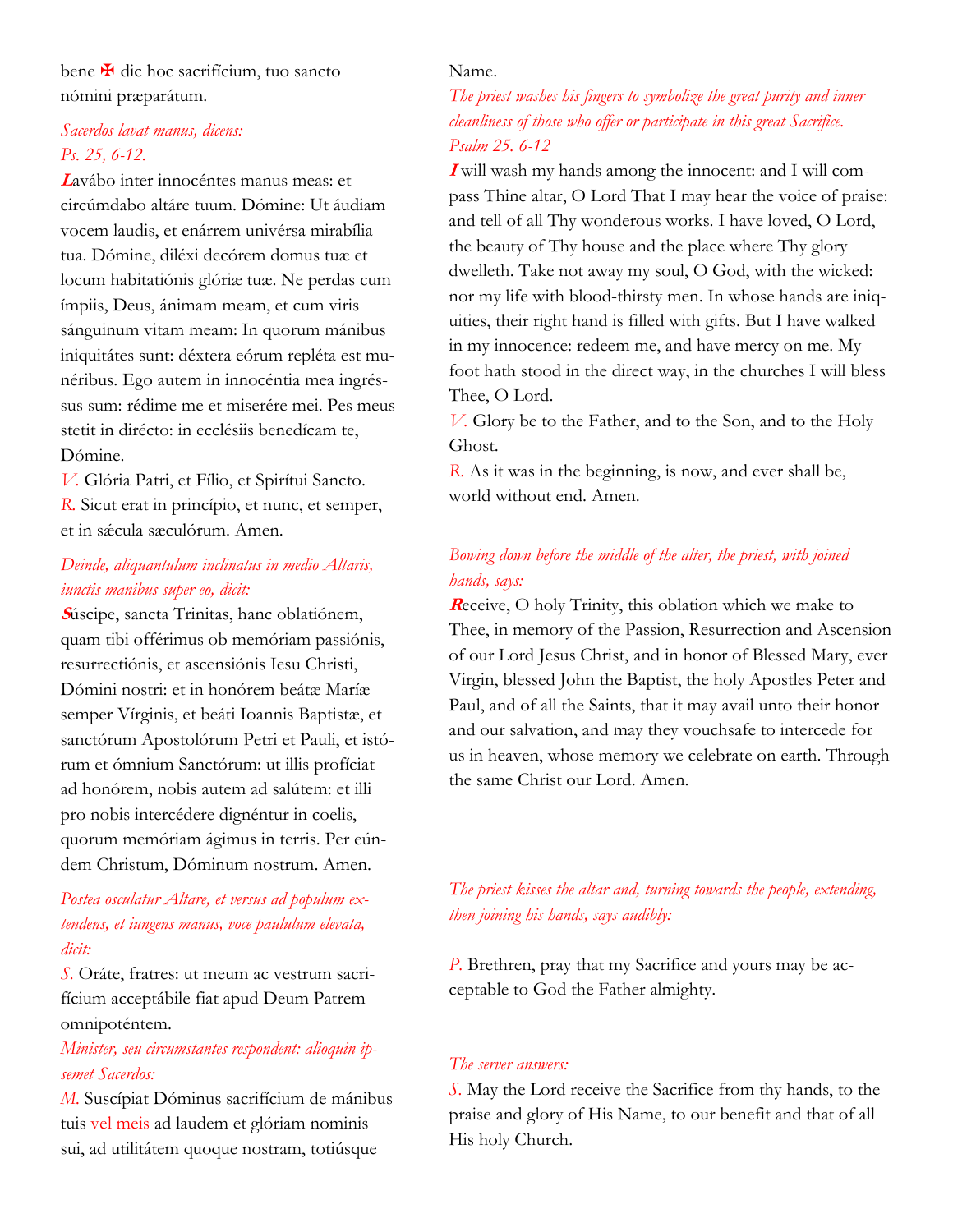bene ✠ dic hoc sacrifícium, tuo sancto nómini præparátum.

*Sacerdos lavat manus, dicens:*
*Ps. 25, 6-12.*

**L**avábo inter innocéntes manus meas: et circúmdabo altáre tuum. Dómine: Ut áudiam vocem laudis, et enárrem univérsa mirabília tua. Dómine, diléxi decórem domus tuæ et locum habitatiónis glóriæ tuæ. Ne perdas cum ímpiis, Deus, ánimam meam, et cum viris sánguinum vitam meam: In quorum mánibus iniquitátes sunt: déxtera eórum repléta est munéribus. Ego autem in innocéntia mea ingréssus sum: rédime me et miserére mei. Pes meus stetit in dirécto: in ecclésiis benedícam te, Dómine.

*V.* Glória Patri, et Fílio, et Spirítui Sancto.
*R.* Sicut erat in princípio, et nunc, et semper, et in sǽcula sæculórum. Amen.

*Deinde, aliquantulum inclinatus in medio Altaris, iunctis manibus super eo, dicit:*

**S**úscipe, sancta Trinitas, hanc oblatiónem, quam tibi offérimus ob memóriam passiónis, resurrectiónis, et ascensiónis Iesu Christi, Dómini nostri: et in honórem beátæ Maríæ semper Vírginis, et beáti Ioannis Baptistæ, et sanctórum Apostolórum Petri et Pauli, et istórum et ómnium Sanctórum: ut illis profíciat ad honórem, nobis autem ad salútem: et illi pro nobis intercédere dignéntur in coelis, quorum memóriam ágimus in terris. Per eúndem Christum, Dóminum nostrum. Amen.

*Postea osculatur Altare, et versus ad populum extendens, et iungens manus, voce paululum elevata, dicit:*

*S.* Oráte, fratres: ut meum ac vestrum sacrifícium acceptábile fiat apud Deum Patrem omnipoténtem.

*Minister, seu circumstantes respondent: alioquin ipsemet Sacerdos:*

*M.* Suscípiat Dóminus sacrifícium de mánibus tuis vel meis ad laudem et glóriam nominis sui, ad utilitátem quoque nostram, totiúsque

Name.

*The priest washes his fingers to symbolize the great purity and inner cleanliness of those who offer or participate in this great Sacrifice.*
*Psalm 25. 6-12*

**I** will wash my hands among the innocent: and I will compass Thine altar, O Lord That I may hear the voice of praise: and tell of all Thy wonderous works. I have loved, O Lord, the beauty of Thy house and the place where Thy glory dwelleth. Take not away my soul, O God, with the wicked: nor my life with blood-thirsty men. In whose hands are iniquities, their right hand is filled with gifts. But I have walked in my innocence: redeem me, and have mercy on me. My foot hath stood in the direct way, in the churches I will bless Thee, O Lord.

*V.* Glory be to the Father, and to the Son, and to the Holy Ghost.
*R.* As it was in the beginning, is now, and ever shall be, world without end. Amen.

*Bowing down before the middle of the alter, the priest, with joined hands, says:*

**R**eceive, O holy Trinity, this oblation which we make to Thee, in memory of the Passion, Resurrection and Ascension of our Lord Jesus Christ, and in honor of Blessed Mary, ever Virgin, blessed John the Baptist, the holy Apostles Peter and Paul, and of all the Saints, that it may avail unto their honor and our salvation, and may they vouchsafe to intercede for us in heaven, whose memory we celebrate on earth. Through the same Christ our Lord. Amen.

*The priest kisses the altar and, turning towards the people, extending, then joining his hands, says audibly:*

*P.* Brethren, pray that my Sacrifice and yours may be acceptable to God the Father almighty.

*The server answers:*

*S.* May the Lord receive the Sacrifice from thy hands, to the praise and glory of His Name, to our benefit and that of all His holy Church.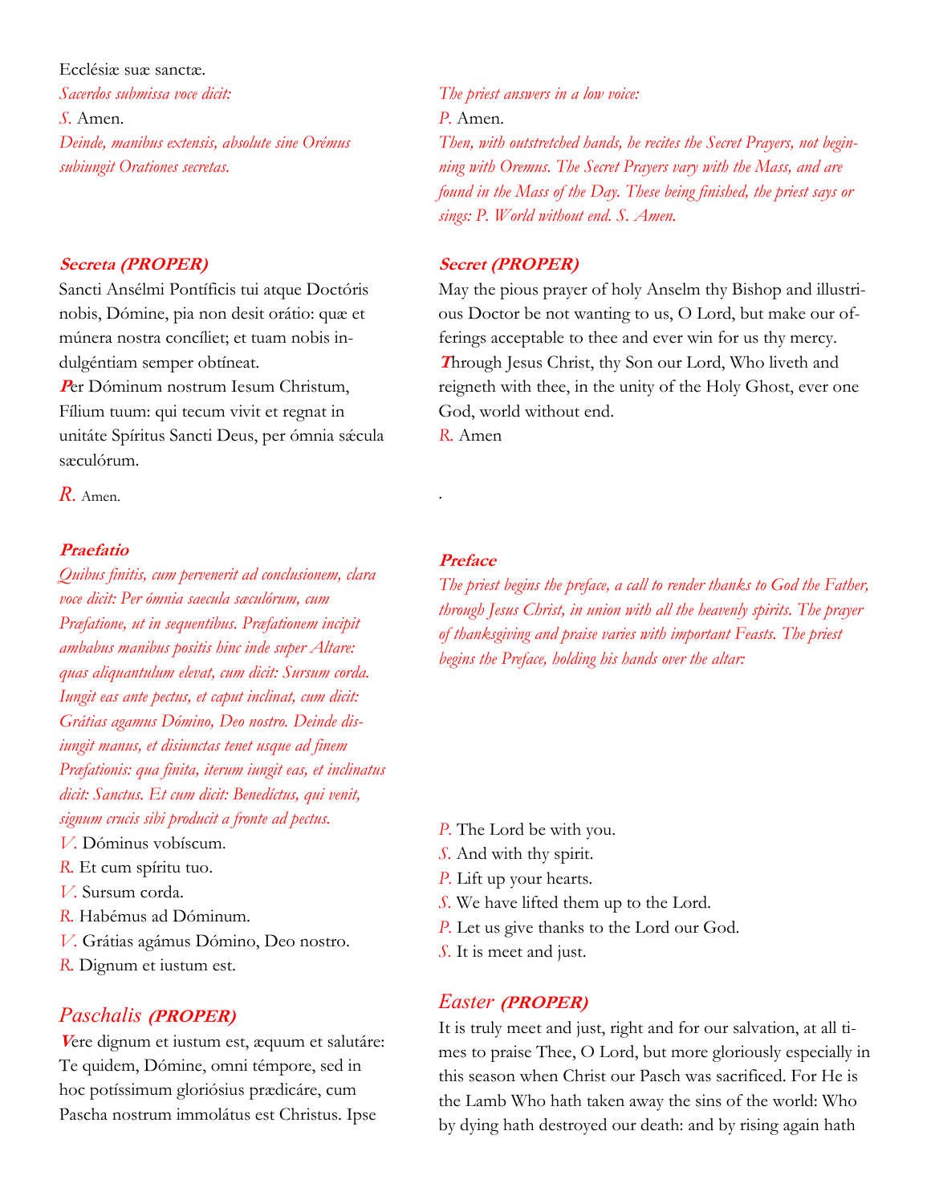Ecclésiæ suæ sanctæ.

*Sacerdos submissa voce dicit:*

*S.* Amen.

*Deinde, manibus extensis, absolute sine Orémus subiungit Orationes secretas.*

*The priest answers in a low voice:*

*P.* Amen.

*Then, with outstretched hands, he recites the Secret Prayers, not beginning with Oremus. The Secret Prayers vary with the Mass, and are found in the Mass of the Day. These being finished, the priest says or sings: P. World without end. S. Amen.*

### Secreta (PROPER)

Sancti Ansélmi Pontíficis tui atque Doctóris nobis, Dómine, pia non desit orátio: quæ et múnera nostra concíliet; et tuam nobis indulgéntiam semper obtíneat.

**P**er Dóminum nostrum Iesum Christum, Fílium tuum: qui tecum vivit et regnat in unitáte Spíritus Sancti Deus, per ómnia sǽcula sæculórum.

*R.* Amen.

### Secret (PROPER)

May the pious prayer of holy Anselm thy Bishop and illustrious Doctor be not wanting to us, O Lord, but make our offerings acceptable to thee and ever win for us thy mercy.

**T**hrough Jesus Christ, thy Son our Lord, Who liveth and reigneth with thee, in the unity of the Holy Ghost, ever one God, world without end.

*R.* Amen

### Praefatio

*Quibus finitis, cum pervenerit ad conclusionem, clara voce dicit: Per ómnia saecula sæculórum, cum Præfatione, ut in sequentibus. Præfationem incipit ambabus manibus positis hinc inde super Altare: quas aliquantulum elevat, cum dicit: Sursum corda. Iungit eas ante pectus, et caput inclinat, cum dicit: Grátias agamus Dómino, Deo nostro. Deinde disiungit manus, et disiunctas tenet usque ad finem Præfationis: qua finita, iterum iungit eas, et inclinatus dicit: Sanctus. Et cum dicit: Benedíctus, qui venit, signum crucis sibi producit a fronte ad pectus.*

*V.* Dóminus vobíscum.
*R.* Et cum spíritu tuo.
*V.* Sursum corda.
*R.* Habémus ad Dóminum.
*V.* Grátias agámus Dómino, Deo nostro.
*R.* Dignum et iustum est.

### Preface

*The priest begins the preface, a call to render thanks to God the Father, through Jesus Christ, in union with all the heavenly spirits. The prayer of thanksgiving and praise varies with important Feasts. The priest begins the Preface, holding his hands over the altar:*

*P.* The Lord be with you.
*S.* And with thy spirit.
*P.* Lift up your hearts.
*S.* We have lifted them up to the Lord.
*P.* Let us give thanks to the Lord our God.
*S.* It is meet and just.

### Paschalis (PROPER)

**V**ere dignum et iustum est, æquum et salutáre: Te quidem, Dómine, omni témpore, sed in hoc potíssimum gloriósius prædicáre, cum Pascha nostrum immolátus est Christus. Ipse

### Easter (PROPER)

It is truly meet and just, right and for our salvation, at all times to praise Thee, O Lord, but more gloriously especially in this season when Christ our Pasch was sacrificed. For He is the Lamb Who hath taken away the sins of the world: Who by dying hath destroyed our death: and by rising again hath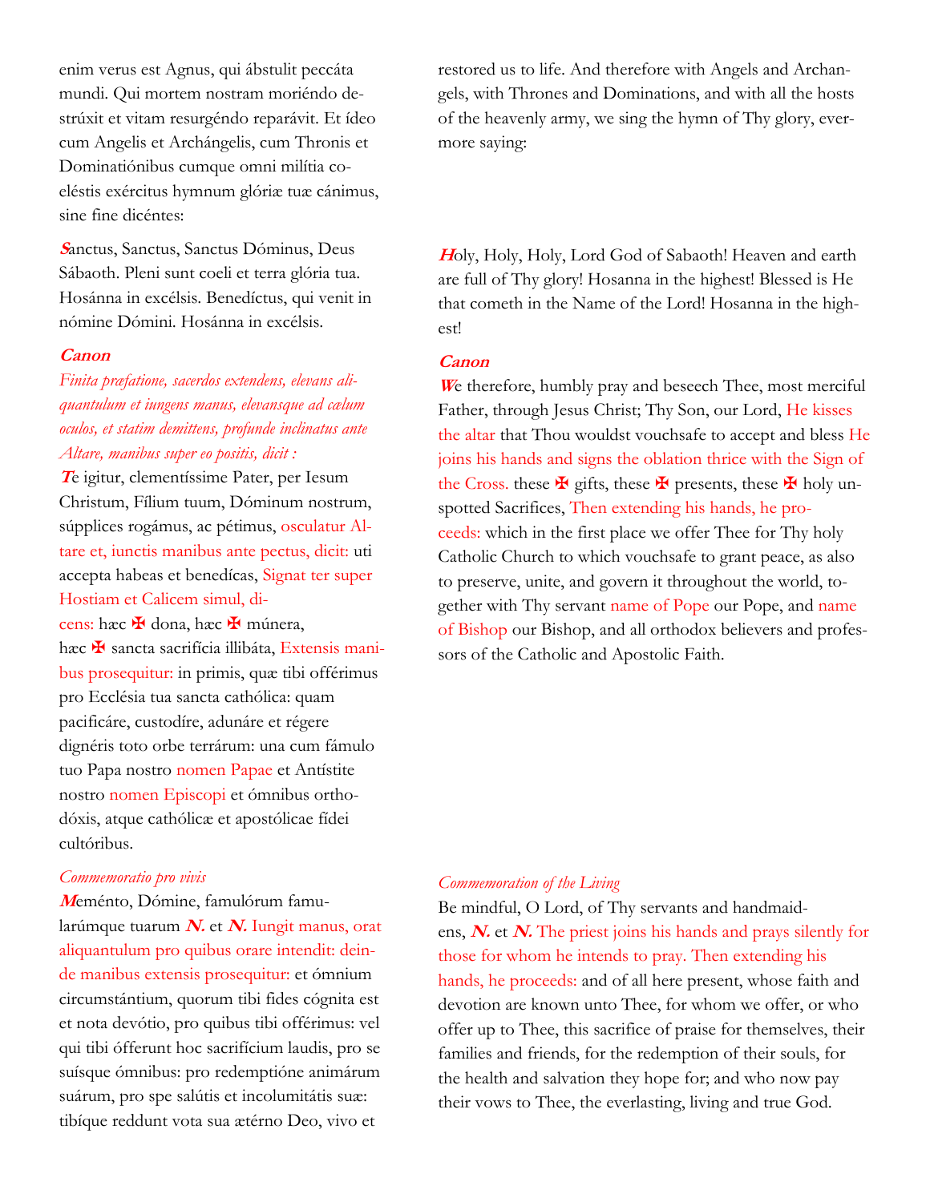enim verus est Agnus, qui ábstulit peccáta mundi. Qui mortem nostram moriéndo destrúxit et vitam resurgéndo reparávit. Et ídeo cum Angelis et Archángelis, cum Thronis et Dominatiónibus cumque omni milítia coeléstis exércitus hymnum glóriæ tuæ cánimus, sine fine dicéntes:

restored us to life. And therefore with Angels and Archangels, with Thrones and Dominations, and with all the hosts of the heavenly army, we sing the hymn of Thy glory, evermore saying:

***S***anctus, Sanctus, Sanctus Dóminus, Deus Sábaoth. Pleni sunt coeli et terra glória tua. Hosánna in excélsis. Benedíctus, qui venit in nómine Dómini. Hosánna in excélsis.

***H***oly, Holy, Holy, Lord God of Sabaoth! Heaven and earth are full of Thy glory! Hosanna in the highest! Blessed is He that cometh in the Name of the Lord! Hosanna in the highest!

***Canon***

*Finita præfatione, sacerdos extendens, elevans aliquantulum et iungens manus, elevansque ad cælum oculos, et statim demittens, profunde inclinatus ante Altare, manibus super eo positis, dicit :*

***T***e igitur, clementíssime Pater, per Iesum Christum, Fílium tuum, Dóminum nostrum, súpplices rogámus, ac pétimus, osculatur Altare et, iunctis manibus ante pectus, dicit: uti accepta habeas et benedícas, Signat ter super Hostiam et Calicem simul, dicens: hæc ✠ dona, hæc ✠ múnera, hæc ✠ sancta sacrifícia illibáta, Extensis manibus prosequitur: in primis, quæ tibi offérimus pro Ecclésia tua sancta cathólica: quam pacificáre, custodíre, adunáre et régere dignéris toto orbe terrárum: una cum fámulo tuo Papa nostro nomen Papae et Antístite nostro nomen Episcopi et ómnibus orthodóxis, atque cathólicæ et apostólicae fídei cultóribus.

***Canon***

***W***e therefore, humbly pray and beseech Thee, most merciful Father, through Jesus Christ; Thy Son, our Lord, He kisses the altar that Thou wouldst vouchsafe to accept and bless He joins his hands and signs the oblation thrice with the Sign of the Cross. these ✠ gifts, these ✠ presents, these ✠ holy unspotted Sacrifices, Then extending his hands, he proceeds: which in the first place we offer Thee for Thy holy Catholic Church to which vouchsafe to grant peace, as also to preserve, unite, and govern it throughout the world, together with Thy servant name of Pope our Pope, and name of Bishop our Bishop, and all orthodox believers and professors of the Catholic and Apostolic Faith.

*Commemoratio pro vivis*

***M***eménto, Dómine, famulórum famularúmque tuarum ***N.*** et ***N.*** Iungit manus, orat aliquantulum pro quibus orare intendit: deinde manibus extensis prosequitur: et ómnium circumstántium, quorum tibi fides cógnita est et nota devótio, pro quibus tibi offérimus: vel qui tibi ófferunt hoc sacrifícium laudis, pro se suísque ómnibus: pro redemptióne animárum suárum, pro spe salútis et incolumitátis suæ: tibíque reddunt vota sua ætérno Deo, vivo et

*Commemoration of the Living*

Be mindful, O Lord, of Thy servants and handmaidens, ***N.*** et ***N.*** The priest joins his hands and prays silently for those for whom he intends to pray. Then extending his hands, he proceeds: and of all here present, whose faith and devotion are known unto Thee, for whom we offer, or who offer up to Thee, this sacrifice of praise for themselves, their families and friends, for the redemption of their souls, for the health and salvation they hope for; and who now pay their vows to Thee, the everlasting, living and true God.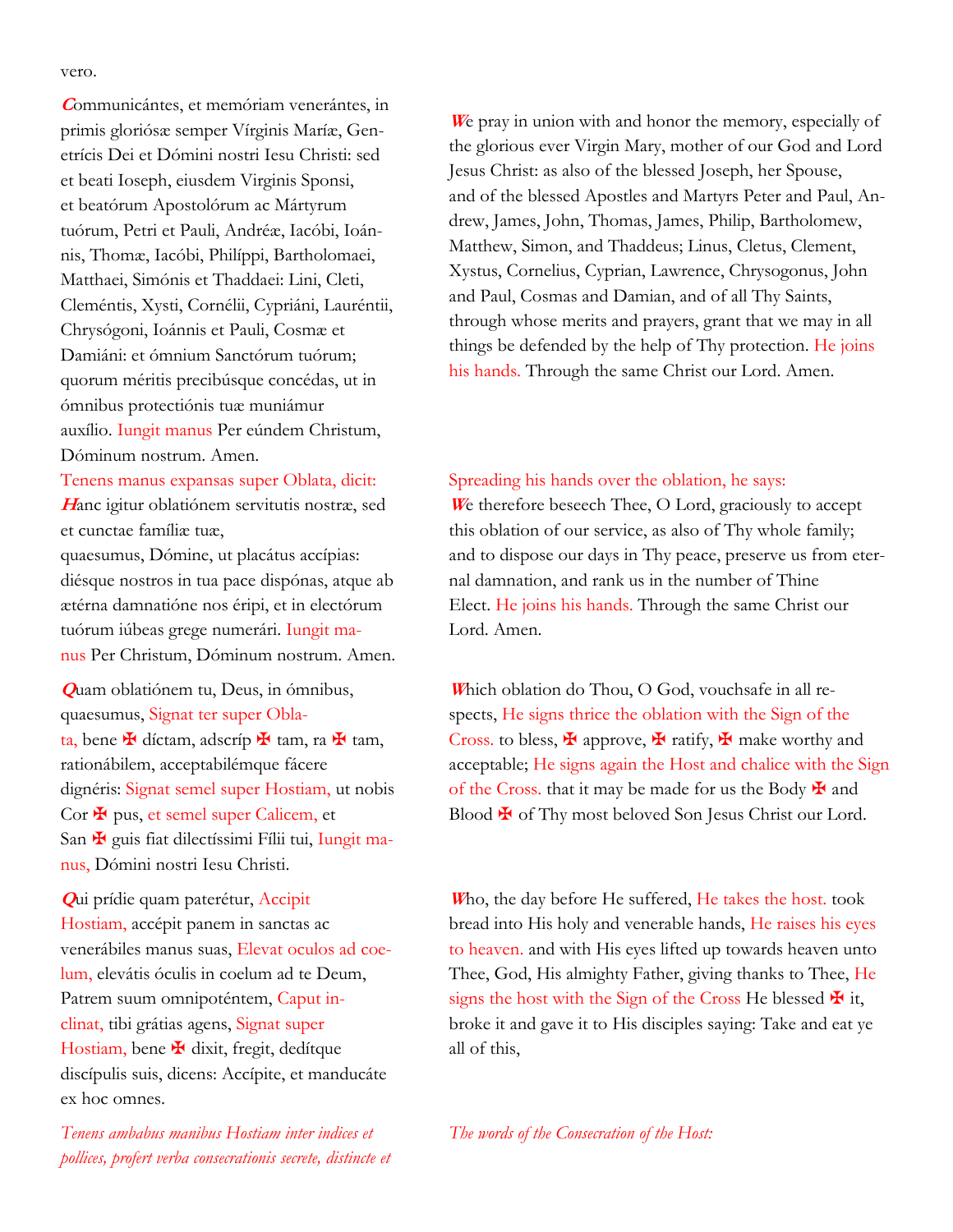vero.

**C**ommunicántes, et memóriam venerántes, in primis gloriósæ semper Vírginis Maríæ, Genetrícis Dei et Dómini nostri Iesu Christi: sed et beati Ioseph, eiusdem Virginis Sponsi, et beatórum Apostolórum ac Mártyrum tuórum, Petri et Pauli, Andréæ, Iacóbi, Ioánnis, Thomæ, Iacóbi, Philíppi, Bartholomaei, Matthaei, Simónis et Thaddaei: Lini, Cleti, Cleméntis, Xysti, Cornélii, Cypriáni, Lauréntii, Chrysógoni, Ioánnis et Pauli, Cosmæ et Damiáni: et ómnium Sanctórum tuórum; quorum méritis precibúsque concédas, ut in ómnibus protectiónis tuæ muniámur auxílio. Iungit manus Per eúndem Christum, Dóminum nostrum. Amen.

**W**e pray in union with and honor the memory, especially of the glorious ever Virgin Mary, mother of our God and Lord Jesus Christ: as also of the blessed Joseph, her Spouse, and of the blessed Apostles and Martyrs Peter and Paul, Andrew, James, John, Thomas, James, Philip, Bartholomew, Matthew, Simon, and Thaddeus; Linus, Cletus, Clement, Xystus, Cornelius, Cyprian, Lawrence, Chrysogonus, John and Paul, Cosmas and Damian, and of all Thy Saints, through whose merits and prayers, grant that we may in all things be defended by the help of Thy protection. He joins his hands. Through the same Christ our Lord. Amen.

Tenens manus expansas super Oblata, dicit:

**H**anc igitur oblatiónem servitutis nostræ, sed et cunctae famíliæ tuæ, quaesumus, Dómine, ut placátus accípias: diésque nostros in tua pace dispónas, atque ab ætérna damnatióne nos éripi, et in electórum tuórum iúbeas grege numerári. Iungit manus Per Christum, Dóminum nostrum. Amen.

Spreading his hands over the oblation, he says:

**W**e therefore beseech Thee, O Lord, graciously to accept this oblation of our service, as also of Thy whole family; and to dispose our days in Thy peace, preserve us from eternal damnation, and rank us in the number of Thine Elect. He joins his hands. Through the same Christ our Lord. Amen.

**Q**uam oblatiónem tu, Deus, in ómnibus, quaesumus, Signat ter super Oblata, bene ✠ díctam, adscríp ✠ tam, ra ✠ tam, rationábilem, acceptabilémque fácere dignéris: Signat semel super Hostiam, ut nobis Cor ✠ pus, et semel super Calicem, et San ✠ guis fiat dilectíssimi Fílii tui, Iungit manus, Dómini nostri Iesu Christi.

**W**hich oblation do Thou, O God, vouchsafe in all respects, He signs thrice the oblation with the Sign of the Cross. to bless, ✠ approve, ✠ ratify, ✠ make worthy and acceptable; He signs again the Host and chalice with the Sign of the Cross. that it may be made for us the Body ✠ and Blood ✠ of Thy most beloved Son Jesus Christ our Lord.

**Q**ui prídie quam paterétur, Accipit Hostiam, accépit panem in sanctas ac venerábiles manus suas, Elevat oculos ad coelum, elevátis óculis in coelum ad te Deum, Patrem suum omnipoténtem, Caput inclinat, tibi grátias agens, Signat super Hostiam, bene ✠ dixit, fregit, dedítque discípulis suis, dicens: Accípite, et manducáte ex hoc omnes.

**W**ho, the day before He suffered, He takes the host. took bread into His holy and venerable hands, He raises his eyes to heaven. and with His eyes lifted up towards heaven unto Thee, God, His almighty Father, giving thanks to Thee, He signs the host with the Sign of the Cross He blessed ✠ it, broke it and gave it to His disciples saying: Take and eat ye all of this,

*Tenens ambabus manibus Hostiam inter indices et pollices, profert verba consecrationis secrete, distincte et*

*The words of the Consecration of the Host:*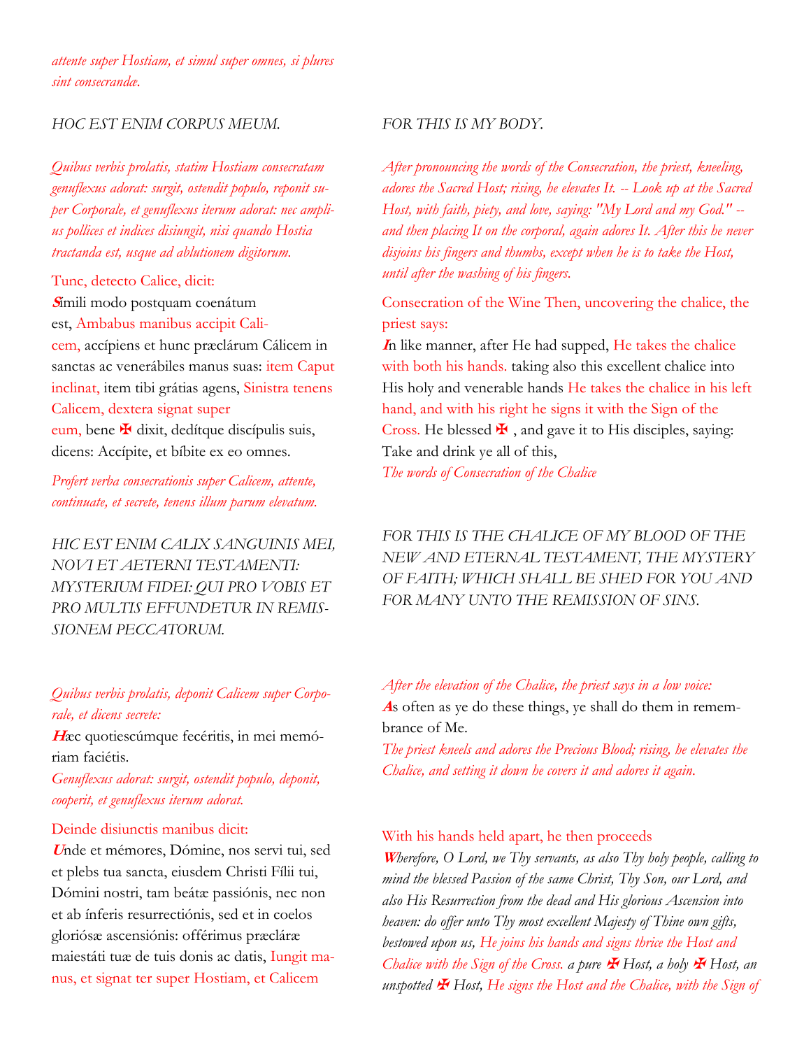*attente super Hostiam, et simul super omnes, si plures sint consecrandæ.*

*HOC EST ENIM CORPUS MEUM.*

*FOR THIS IS MY BODY.*

*Quibus verbis prolatis, statim Hostiam consecratam genuflexus adorat: surgit, ostendit populo, reponit super Corporale, et genuflexus iterum adorat: nec amplius pollices et indices disiungit, nisi quando Hostia tractanda est, usque ad ablutionem digitorum.*

*After pronouncing the words of the Consecration, the priest, kneeling, adores the Sacred Host; rising, he elevates It. -- Look up at the Sacred Host, with faith, piety, and love, saying: "My Lord and my God." -- and then placing It on the corporal, again adores It. After this he never disjoins his fingers and thumbs, except when he is to take the Host, until after the washing of his fingers.*

Tunc, detecto Calice, dicit:

**S**ímili modo postquam coenátum est, Ambabus manibus accipit Calicem, accípiens et hunc præclárum Cálicem in sanctas ac venerábiles manus suas: item Caput inclinat, item tibi grátias agens, Sinistra tenens Calicem, dextera signat super eum, bene ✠ dixit, dedítque discípulis suis, dicens: Accípite, et bíbite ex eo omnes.

Consecration of the Wine Then, uncovering the chalice, the priest says:

**I**n like manner, after He had supped, He takes the chalice with both his hands. taking also this excellent chalice into His holy and venerable hands He takes the chalice in his left hand, and with his right he signs it with the Sign of the Cross. He blessed ✠ , and gave it to His disciples, saying: Take and drink ye all of this,

*Profert verba consecrationis super Calicem, attente, continuate, et secrete, tenens illum parum elevatum.*

*The words of Consecration of the Chalice*

*HIC EST ENIM CALIX SANGUINIS MEI, NOVI ET AETERNI TESTAMENTI: MYSTERIUM FIDEI: QUI PRO VOBIS ET PRO MULTIS EFFUNDETUR IN REMISSIONEM PECCATORUM.*

*FOR THIS IS THE CHALICE OF MY BLOOD OF THE NEW AND ETERNAL TESTAMENT, THE MYSTERY OF FAITH; WHICH SHALL BE SHED FOR YOU AND FOR MANY UNTO THE REMISSION OF SINS.*

*Quibus verbis prolatis, deponit Calicem super Corporale, et dicens secrete:*

**H**æc quotiescúmque fecéritis, in mei memóriam faciétis.

*Genuflexus adorat: surgit, ostendit populo, deponit, cooperit, et genuflexus iterum adorat.*

*After the elevation of the Chalice, the priest says in a low voice:*

**A**s often as ye do these things, ye shall do them in remembrance of Me.

*The priest kneels and adores the Precious Blood; rising, he elevates the Chalice, and setting it down he covers it and adores it again.*

Deinde disiunctis manibus dicit:

**U**nde et mémores, Dómine, nos servi tui, sed et plebs tua sancta, eiusdem Christi Fílii tui, Dómini nostri, tam beátæ passiónis, nec non et ab ínferis resurrectiónis, sed et in coelos gloriósæ ascensiónis: offérimus præcláræ maiestáti tuæ de tuis donis ac datis, Iungit manus, et signat ter super Hostiam, et Calicem

With his hands held apart, he then proceeds

***W**herefore, O Lord, we Thy servants, as also Thy holy people, calling to mind the blessed Passion of the same Christ, Thy Son, our Lord, and also His Resurrection from the dead and His glorious Ascension into heaven: do offer unto Thy most excellent Majesty of Thine own gifts, bestowed upon us, He joins his hands and signs thrice the Host and Chalice with the Sign of the Cross. a pure ✠ Host, a holy ✠ Host, an unspotted ✠ Host, He signs the Host and the Chalice, with the Sign of*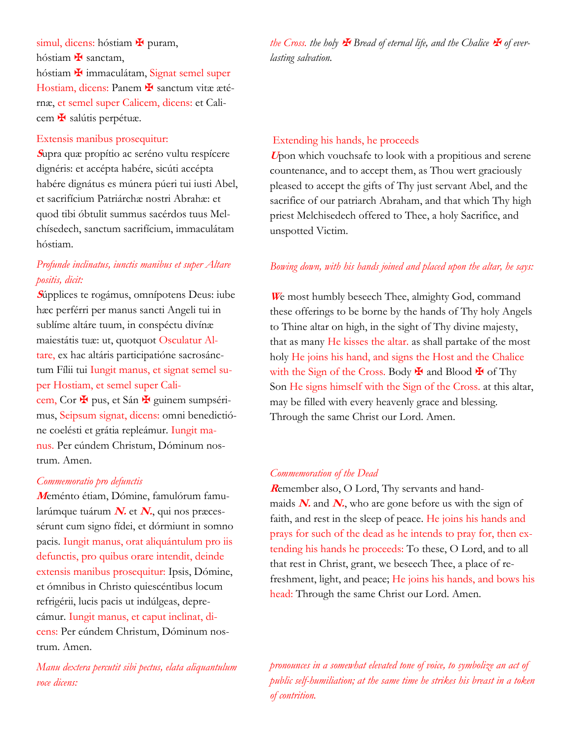simul, dicens: hóstiam ✠ puram, hóstiam ✠ sanctam, hóstiam ✠ immaculátam, Signat semel super Hostiam, dicens: Panem ✠ sanctum vitæ ætérnæ, et semel super Calicem, dicens: et Calicem ✠ salútis perpétuæ.

*the Cross. the holy ✠ Bread of eternal life, and the Chalice ✠ of everlasting salvation.*

Extensis manibus prosequitur:

***S**upra quæ propítio ac seréno vultu respícere dignéris: et accépta habére, sicúti accépta habére dignátus es múnera púeri tui iusti Abel, et sacrifícium Patriárchæ nostri Abrahæ: et quod tibi óbtulit summus sacérdos tuus Melchísedech, sanctum sacrifícium, immaculátam hóstiam.

Extending his hands, he proceeds

***U**pon which vouchsafe to look with a propitious and serene countenance, and to accept them, as Thou wert graciously pleased to accept the gifts of Thy just servant Abel, and the sacrifice of our patriarch Abraham, and that which Thy high priest Melchisedech offered to Thee, a holy Sacrifice, and unspotted Victim.

*Profunde inclinatus, iunctis manibus et super Altare positis, dicit:*

***S**úpplices te rogámus, omnípotens Deus: iube hæc perférri per manus sancti Angeli tui in sublíme altáre tuum, in conspéctu divínæ maiestátis tuæ: ut, quotquot Osculatur Altare, ex hac altáris participatióne sacrosánctum Fílii tui Iungit manus, et signat semel super Hostiam, et semel super Calicem, Cor ✠ pus, et Sán ✠ guinem sumpsérimus, Seipsum signat, dicens: omni benedictióne coelésti et grátia repleámur. Iungit manus. Per eúndem Christum, Dóminum nostrum. Amen.

*Bowing down, with his hands joined and placed upon the altar, he says:*

***W**e most humbly beseech Thee, almighty God, command these offerings to be borne by the hands of Thy holy Angels to Thine altar on high, in the sight of Thy divine majesty, that as many He kisses the altar. as shall partake of the most holy He joins his hand, and signs the Host and the Chalice with the Sign of the Cross. Body ✠ and Blood ✠ of Thy Son He signs himself with the Sign of the Cross. at this altar, may be filled with every heavenly grace and blessing. Through the same Christ our Lord. Amen.

*Commemoratio pro defunctis*

***M**eménto étiam, Dómine, famulórum famularúmque tuárum ***N.*** et ***N.***, qui nos præcessérunt cum signo fídei, et dórmiunt in somno pacis. Iungit manus, orat aliquántulum pro iis defunctis, pro quibus orare intendit, deinde extensis manibus prosequitur: Ipsis, Dómine, et ómnibus in Christo quiescéntibus locum refrigérii, lucis pacis ut indúlgeas, deprecámur. Iungit manus, et caput inclinat, dicens: Per eúndem Christum, Dóminum nostrum. Amen.

*Commemoration of the Dead*

***R**emember also, O Lord, Thy servants and handmaids ***N.*** and ***N.***, who are gone before us with the sign of faith, and rest in the sleep of peace. He joins his hands and prays for such of the dead as he intends to pray for, then extending his hands he proceeds: To these, O Lord, and to all that rest in Christ, grant, we beseech Thee, a place of refreshment, light, and peace; He joins his hands, and bows his head: Through the same Christ our Lord. Amen.

*Manu dextera percutit sibi pectus, elata aliquantulum voce dicens:*

*pronounces in a somewhat elevated tone of voice, to symbolize an act of public self-humiliation; at the same time he strikes his breast in a token of contrition.*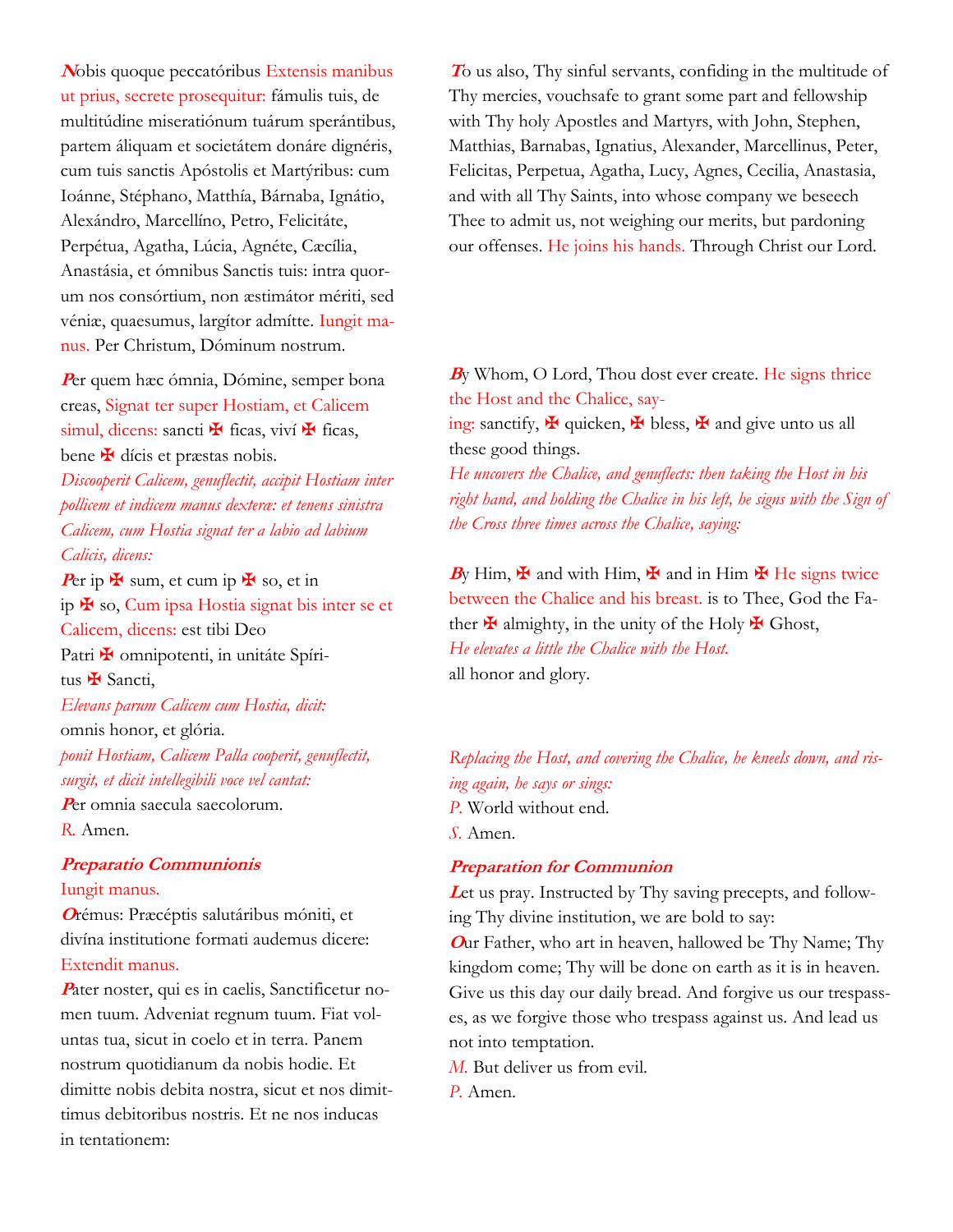**N**obis quoque peccatóribus Extensis manibus ut prius, secrete prosequitur: fámulis tuis, de multitúdine miseratiónum tuárum sperántibus, partem áliquam et societátem donáre dignéris, cum tuis sanctis Apóstolis et Martýribus: cum Ioánne, Stéphano, Matthía, Bárnaba, Ignátio, Alexándro, Marcellíno, Petro, Felicitáte, Perpétua, Agatha, Lúcia, Agnéte, Cæcília, Anastásia, et ómnibus Sanctis tuis: intra quorum nos consórtium, non æstimátor mériti, sed véniæ, quaesumus, largítor admítte. Iungit manus. Per Christum, Dóminum nostrum.

**P**er quem hæc ómnia, Dómine, semper bona creas, Signat ter super Hostiam, et Calicem simul, dicens: sancti ✠ ficas, viví ✠ ficas, bene ✠ dícis et præstas nobis.

*Discooperit Calicem, genuflectit, accipit Hostiam inter pollicem et indicem manus dexteræ: et tenens sinistra Calicem, cum Hostia signat ter a labio ad labium Calicis, dicens:*

**P**er ip ✠ sum, et cum ip ✠ so, et in ip ✠ so, Cum ipsa Hostia signat bis inter se et Calicem, dicens: est tibi Deo Patri ✠ omnipotenti, in unitáte Spíritus ✠ Sancti,

*Elevans parum Calicem cum Hostia, dicit:*

omnis honor, et glória.

*ponit Hostiam, Calicem Palla cooperit, genuflectit, surgit, et dicit intelligibili voce vel cantat:*

**P**er omnia saecula saecolorum.

R. Amen.

**T**o us also, Thy sinful servants, confiding in the multitude of Thy mercies, vouchsafe to grant some part and fellowship with Thy holy Apostles and Martyrs, with John, Stephen, Matthias, Barnabas, Ignatius, Alexander, Marcellinus, Peter, Felicitas, Perpetua, Agatha, Lucy, Agnes, Cecilia, Anastasia, and with all Thy Saints, into whose company we beseech Thee to admit us, not weighing our merits, but pardoning our offenses. He joins his hands. Through Christ our Lord.

**B**y Whom, O Lord, Thou dost ever create. He signs thrice the Host and the Chalice, saying: sanctify, ✠ quicken, ✠ bless, ✠ and give unto us all these good things.

*He uncovers the Chalice, and genuflects: then taking the Host in his right hand, and holding the Chalice in his left, he signs with the Sign of the Cross three times across the Chalice, saying:*

**B**y Him, ✠ and with Him, ✠ and in Him ✠ He signs twice between the Chalice and his breast. is to Thee, God the Father ✠ almighty, in the unity of the Holy ✠ Ghost,

*He elevates a little the Chalice with the Host.*

all honor and glory.

*Replacing the Host, and covering the Chalice, he kneels down, and rising again, he says or sings:*

P. World without end.

S. Amen.

### Preparatio Communionis

Iungit manus.

**O**rémus: Præcéptis salutáribus móniti, et divína institutione formati audemus dicere:

Extendit manus.

**P**ater noster, qui es in caelis, Sanctificetur nomen tuum. Adveniat regnum tuum. Fiat voluntas tua, sicut in coelo et in terra. Panem nostrum quotidianum da nobis hodie. Et dimitte nobis debita nostra, sicut et nos dimittimus debitoribus nostris. Et ne nos inducas in tentationem:

### Preparation for Communion

**L**et us pray. Instructed by Thy saving precepts, and following Thy divine institution, we are bold to say:

**O**ur Father, who art in heaven, hallowed be Thy Name; Thy kingdom come; Thy will be done on earth as it is in heaven. Give us this day our daily bread. And forgive us our trespasses, as we forgive those who trespass against us. And lead us not into temptation.

M. But deliver us from evil.

P. Amen.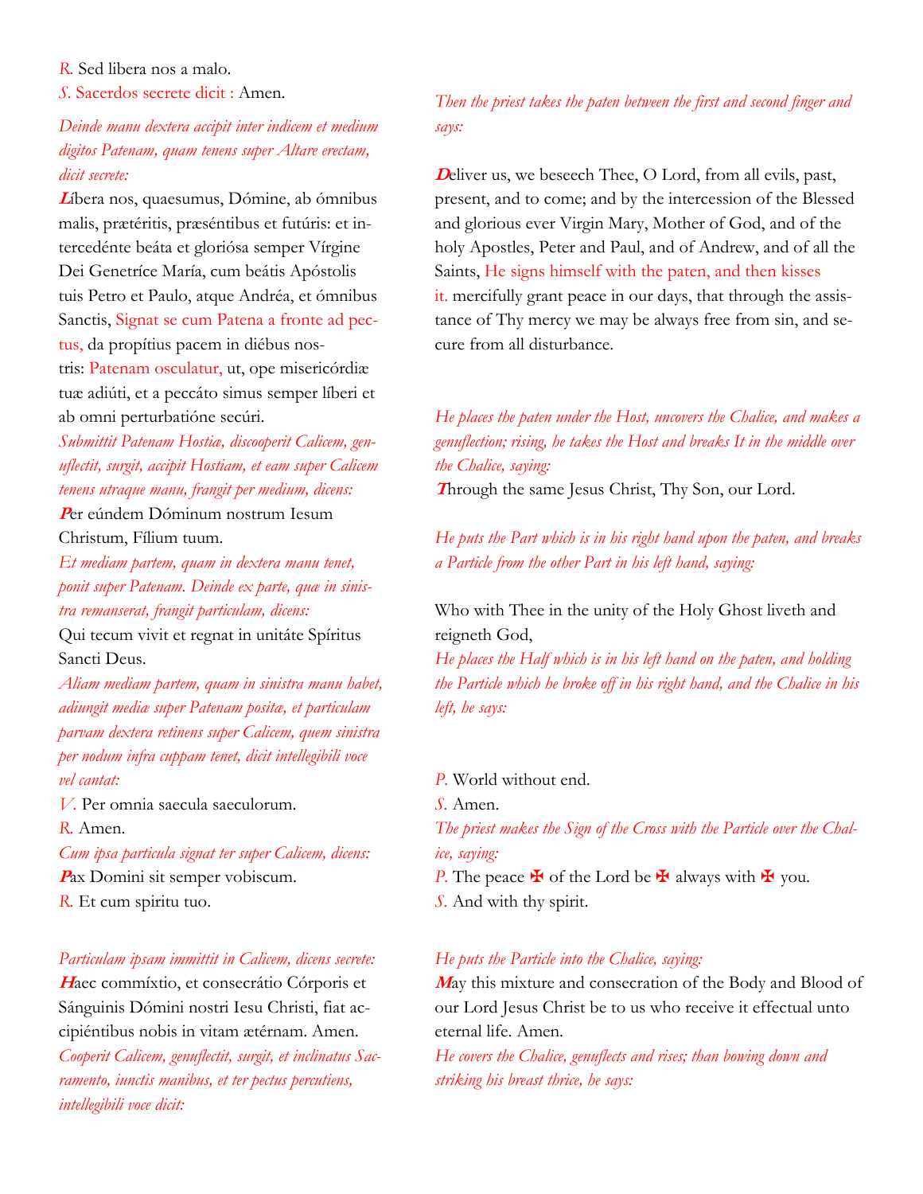R. Sed libera nos a malo.

S. *Sacerdos secrete dicit :* Amen.

*Deinde manu dextera accipit inter indicem et medium digitos Patenam, quam tenens super Altare erectam, dicit secrete:*

**L**íbera nos, quaesumus, Dómine, ab ómnibus malis, prætéritis, præséntibus et futúris: et intercedénte beáta et gloriósa semper Vírgine Dei Genetríce María, cum beátis Apóstolis tuis Petro et Paulo, atque Andréa, et ómnibus Sanctis, Signat se cum Patena a fronte ad pectus, da propítius pacem in diébus nostris: Patenam osculatur, ut, ope misericórdiæ tuæ adiúti, et a peccáto simus semper líberi et ab omni perturbatióne secúri.

*Submittit Patenam Hostiæ, discooperit Calicem, genuflectit, surgit, accipit Hostiam, et eam super Calicem tenens utraque manu, frangit per medium, dicens:*

**P**er eúndem Dóminum nostrum Iesum Christum, Fílium tuum.

*Et mediam partem, quam in dextera manu tenet, ponit super Patenam. Deinde ex parte, quæ in sinistra remanserat, frangit particulam, dicens:*

Qui tecum vivit et regnat in unitáte Spíritus Sancti Deus.

*Aliam mediam partem, quam in sinistra manu habet, adiungit mediæ super Patenam positæ, et particulam parvam dextera retinens super Calicem, quem sinistra per nodum infra cuppam tenet, dicit intellegibili voce vel cantat:*

V. Per omnia saecula saeculorum.

R. Amen.

*Cum ipsa particula signat ter super Calicem, dicens:*

**P**ax Domini sit semper vobiscum.

R. Et cum spiritu tuo.

*Particulam ipsam immittit in Calicem, dicens secrete:*

**H**aec commíxtio, et consecrátio Córporis et Sánguinis Dómini nostri Iesu Christi, fiat accipiéntibus nobis in vitam ætérnam. Amen.

*Cooperit Calicem, genuflectit, surgit, et inclinatus Sacramento, iunctis manibus, et ter pectus percutiens, intellegibili voce dicit:*

*Then the priest takes the paten between the first and second finger and says:*

**D**eliver us, we beseech Thee, O Lord, from all evils, past, present, and to come; and by the intercession of the Blessed and glorious ever Virgin Mary, Mother of God, and of the holy Apostles, Peter and Paul, and of Andrew, and of all the Saints, He signs himself with the paten, and then kisses it. mercifully grant peace in our days, that through the assistance of Thy mercy we may be always free from sin, and secure from all disturbance.

*He places the paten under the Host, uncovers the Chalice, and makes a genuflection; rising, he takes the Host and breaks It in the middle over the Chalice, saying:*

**T**hrough the same Jesus Christ, Thy Son, our Lord.

*He puts the Part which is in his right hand upon the paten, and breaks a Particle from the other Part in his left hand, saying:*

Who with Thee in the unity of the Holy Ghost liveth and reigneth God,

*He places the Half which is in his left hand on the paten, and holding the Particle which he broke off in his right hand, and the Chalice in his left, he says:*

P. World without end.

S. Amen.

*The priest makes the Sign of the Cross with the Particle over the Chalice, saying:*

P. The peace ✠ of the Lord be ✠ always with ✠ you.

S. And with thy spirit.

*He puts the Particle into the Chalice, saying:*

**M**ay this mixture and consecration of the Body and Blood of our Lord Jesus Christ be to us who receive it effectual unto eternal life. Amen.

*He covers the Chalice, genuflects and rises; than bowing down and striking his breast thrice, he says:*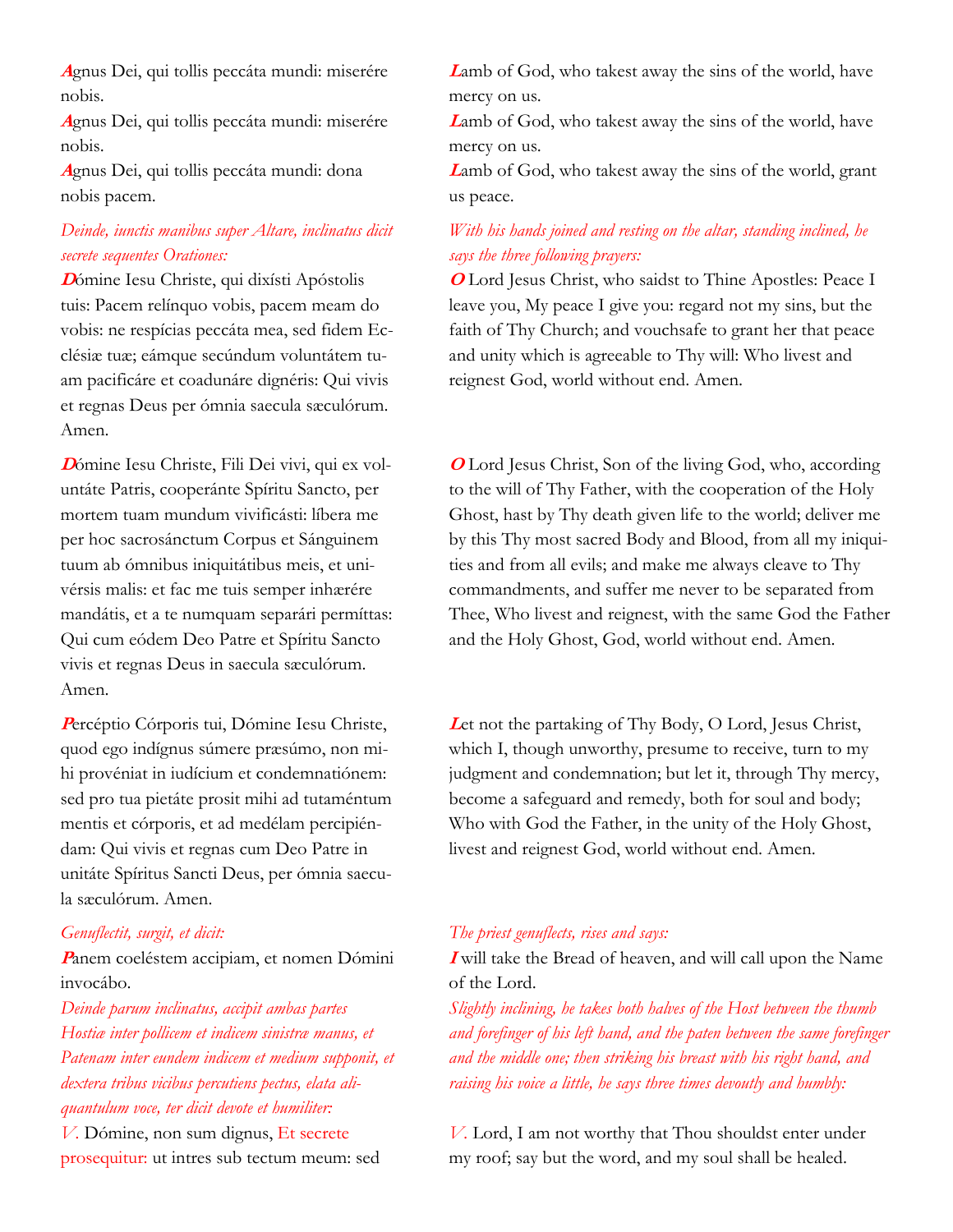Agnus Dei, qui tollis peccáta mundi: miserére nobis.

Agnus Dei, qui tollis peccáta mundi: miserére nobis.

Agnus Dei, qui tollis peccáta mundi: dona nobis pacem.

Lamb of God, who takest away the sins of the world, have mercy on us.

Lamb of God, who takest away the sins of the world, have mercy on us.

Lamb of God, who takest away the sins of the world, grant us peace.

*Deinde, iunctis manibus super Altare, inclinatus dicit secrete sequentes Orationes:*

*With his hands joined and resting on the altar, standing inclined, he says the three following prayers:*

Dómine Iesu Christe, qui dixísti Apóstolis tuis: Pacem relínquo vobis, pacem meam do vobis: ne respícias peccáta mea, sed fidem Ecclésiæ tuæ; eámque secúndum voluntátem tuam pacificáre et coadunáre dignéris: Qui vivis et regnas Deus per ómnia saecula sæculórum. Amen.

O Lord Jesus Christ, who saidst to Thine Apostles: Peace I leave you, My peace I give you: regard not my sins, but the faith of Thy Church; and vouchsafe to grant her that peace and unity which is agreeable to Thy will: Who livest and reignest God, world without end. Amen.

Dómine Iesu Christe, Fili Dei vivi, qui ex voluntáte Patris, cooperánte Spíritu Sancto, per mortem tuam mundum vivificásti: líbera me per hoc sacrosánctum Corpus et Sánguinem tuum ab ómnibus iniquitátibus meis, et univérsis malis: et fac me tuis semper inhærére mandátis, et a te numquam separári permíttas: Qui cum eódem Deo Patre et Spíritu Sancto vivis et regnas Deus in saecula sæculórum. Amen.

O Lord Jesus Christ, Son of the living God, who, according to the will of Thy Father, with the cooperation of the Holy Ghost, hast by Thy death given life to the world; deliver me by this Thy most sacred Body and Blood, from all my iniquities and from all evils; and make me always cleave to Thy commandments, and suffer me never to be separated from Thee, Who livest and reignest, with the same God the Father and the Holy Ghost, God, world without end. Amen.

Percéptio Córporis tui, Dómine Iesu Christe, quod ego indígnus súmere præsúmo, non mihi provéniat in iudícium et condemnatiónem: sed pro tua pietáte prosit mihi ad tutaméntum mentis et córporis, et ad medélam percipiéndam: Qui vivis et regnas cum Deo Patre in unitáte Spíritus Sancti Deus, per ómnia saecula sæculórum. Amen.

Let not the partaking of Thy Body, O Lord, Jesus Christ, which I, though unworthy, presume to receive, turn to my judgment and condemnation; but let it, through Thy mercy, become a safeguard and remedy, both for soul and body; Who with God the Father, in the unity of the Holy Ghost, livest and reignest God, world without end. Amen.

*Genuflectit, surgit, et dicit:*

Panem coeléstem accipiam, et nomen Dómini invocábo.

*The priest genuflects, rises and says:*

I will take the Bread of heaven, and will call upon the Name of the Lord.

*Deinde parum inclinatus, accipit ambas partes Hostiæ inter pollicem et indicem sinistræ manus, et Patenam inter eundem indicem et medium supponit, et dextera tribus vicibus percutiens pectus, elata aliquantulum voce, ter dicit devote et humiliter:*

*Slightly inclining, he takes both halves of the Host between the thumb and forefinger of his left hand, and the paten between the same forefinger and the middle one; then striking his breast with his right hand, and raising his voice a little, he says three times devoutly and humbly:*

V. Dómine, non sum dignus, Et secrete prosequitur: ut intres sub tectum meum: sed

V. Lord, I am not worthy that Thou shouldst enter under my roof; say but the word, and my soul shall be healed.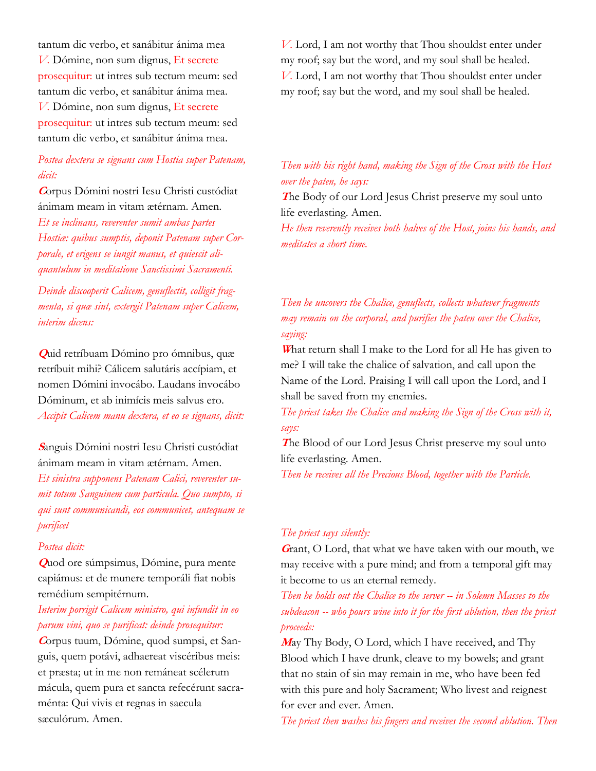tantum dic verbo, et sanábitur ánima mea
*V.* Dómine, non sum dignus, *Et secrete prosequitur:* ut intres sub tectum meum: sed tantum dic verbo, et sanábitur ánima mea.
*V.* Dómine, non sum dignus, *Et secrete prosequitur:* ut intres sub tectum meum: sed tantum dic verbo, et sanábitur ánima mea.

*Postea dextera se signans cum Hostia super Patenam, dicit:*

**C**orpus Dómini nostri Iesu Christi custódiat ánimam meam in vitam ætérnam. Amen.
*Et se inclinans, reverenter sumit ambas partes Hostiæ: quibus sumptis, deponit Patenam super Corporale, et erigens se iungit manus, et quiescit aliquantulum in meditatione Sanctissimi Sacramenti.*

*Deinde discooperit Calicem, genuflectit, colligit fragmenta, si quæ sint, extergit Patenam super Calicem, interim dicens:*

**Q**uid retríbuam Dómino pro ómnibus, quæ retríbuit mihi? Cálicem salutáris accípiam, et nomen Dómini invocábo. Laudans invocábo Dóminum, et ab inimícis meis salvus ero.
*Accipit Calicem manu dextera, et eo se signans, dicit:*

**S**anguis Dómini nostri Iesu Christi custódiat ánimam meam in vitam ætérnam. Amen.
*Et sinistra supponens Patenam Calici, reverenter sumit totum Sanguinem cum particula. Quo sumpto, si qui sunt communicandi, eos communicet, antequam se purificet*

*Postea dicit:*

**Q**uod ore súmpsimus, Dómine, pura mente capiámus: et de múnere temporáli fiat nobis remédium sempitérnum.
*Interim porrigit Calicem ministro, qui infundit in eo parum vini, quo se purificat: deinde prosequitur:*
**C**orpus tuum, Dómine, quod sumpsi, et Sanguis, quem potávi, adhaereat viscéribus meis: et præsta; ut in me non remáneat scélerum mácula, quem pura et sancta refecérunt sacraménta: Qui vivis et regnas in saecula sæculórum. Amen.

*V.* Lord, I am not worthy that Thou shouldst enter under my roof; say but the word, and my soul shall be healed.
*V.* Lord, I am not worthy that Thou shouldst enter under my roof; say but the word, and my soul shall be healed.

*Then with his right hand, making the Sign of the Cross with the Host over the paten, he says:*

**T**he Body of our Lord Jesus Christ preserve my soul unto life everlasting. Amen.
*He then reverently receives both halves of the Host, joins his hands, and meditates a short time.*

*Then he uncovers the Chalice, genuflects, collects whatever fragments may remain on the corporal, and purifies the paten over the Chalice, saying:*

**W**hat return shall I make to the Lord for all He has given to me? I will take the chalice of salvation, and call upon the Name of the Lord. Praising I will call upon the Lord, and I shall be saved from my enemies.
*The priest takes the Chalice and making the Sign of the Cross with it, says:*

**T**he Blood of our Lord Jesus Christ preserve my soul unto life everlasting. Amen.
*Then he receives all the Precious Blood, together with the Particle.*

*The priest says silently:*

**G**rant, O Lord, that what we have taken with our mouth, we may receive with a pure mind; and from a temporal gift may it become to us an eternal remedy.
*Then he holds out the Chalice to the server -- in Solemn Masses to the subdeacon -- who pours wine into it for the first ablution, then the priest proceeds:*
**M**ay Thy Body, O Lord, which I have received, and Thy Blood which I have drunk, cleave to my bowels; and grant that no stain of sin may remain in me, who have been fed with this pure and holy Sacrament; Who livest and reignest for ever and ever. Amen.
*The priest then washes his fingers and receives the second ablution. Then*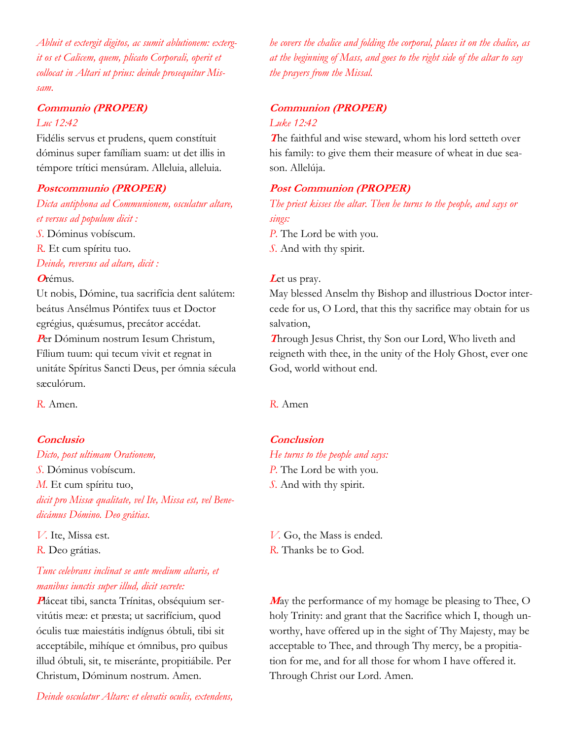*Abluit et extergit digitos, ac sumit ablutionem: extergit os et Calicem, quem, plicato Corporali, operit et collocat in Altari ut prius: deinde prosequitur Missam.*

*he covers the chalice and folding the corporal, places it on the chalice, as at the beginning of Mass, and goes to the right side of the altar to say the prayers from the Missal.*

**Communio (PROPER)**

*Luc 12:42*

Fidélis servus et prudens, quem constítuit dóminus super famíliam suam: ut det illis in témpore trítici mensúram. Alleluia, alleluia.

**Communion (PROPER)**

*Luke 12:42*

The faithful and wise steward, whom his lord setteth over his family: to give them their measure of wheat in due season. Allelúja.

**Postcommunio (PROPER)**

*Dicta antiphona ad Communionem, osculatur altare, et versus ad populum dicit :*

*S.* Dóminus vobíscum.

*R.* Et cum spíritu tuo.

*Deinde, reversus ad altare, dicit :*

Orémus.

Ut nobis, Dómine, tua sacrifícia dent salútem: beátus Ansélmus Póntifex tuus et Doctor egrégius, quǽsumus, precátor accédat.

Per Dóminum nostrum Iesum Christum, Fílium tuum: qui tecum vivit et regnat in unitáte Spíritus Sancti Deus, per ómnia sǽcula sæculórum.

*R.* Amen.

**Post Communion (PROPER)**

*The priest kisses the altar. Then he turns to the people, and says or sings:*

*P.* The Lord be with you.

*S.* And with thy spirit.

Let us pray.

May blessed Anselm thy Bishop and illustrious Doctor intercede for us, O Lord, that this thy sacrifice may obtain for us salvation,

Through Jesus Christ, thy Son our Lord, Who liveth and reigneth with thee, in the unity of the Holy Ghost, ever one God, world without end.

*R.* Amen

**Conclusio**

*Dicto, post ultimam Orationem,*

*S.* Dóminus vobíscum.

*M.* Et cum spíritu tuo,

*dicit pro Missæ qualitate, vel Ite, Missa est, vel Benedicámus Dómino. Deo grátias.*

*V.* Ite, Missa est.

*R.* Deo grátias.

*Tunc celebrans inclinat se ante medium altaris, et manibus iunctis super illud, dicit secrete:*

Pláceat tibi, sancta Trínitas, obséquium servitútis meæ: et præsta; ut sacrifícium, quod óculis tuæ maiestátis indígnus óbtuli, tibi sit acceptábile, mihíque et ómnibus, pro quibus illud óbtuli, sit, te miseránte, propitiábile. Per Christum, Dóminum nostrum. Amen.

*Deinde osculatur Altare: et elevatis oculis, extendens,*

**Conclusion**

*He turns to the people and says:*

*P.* The Lord be with you.

*S.* And with thy spirit.

*V.* Go, the Mass is ended.

*R.* Thanks be to God.

May the performance of my homage be pleasing to Thee, O holy Trinity: and grant that the Sacrifice which I, though unworthy, have offered up in the sight of Thy Majesty, may be acceptable to Thee, and through Thy mercy, be a propitiation for me, and for all those for whom I have offered it. Through Christ our Lord. Amen.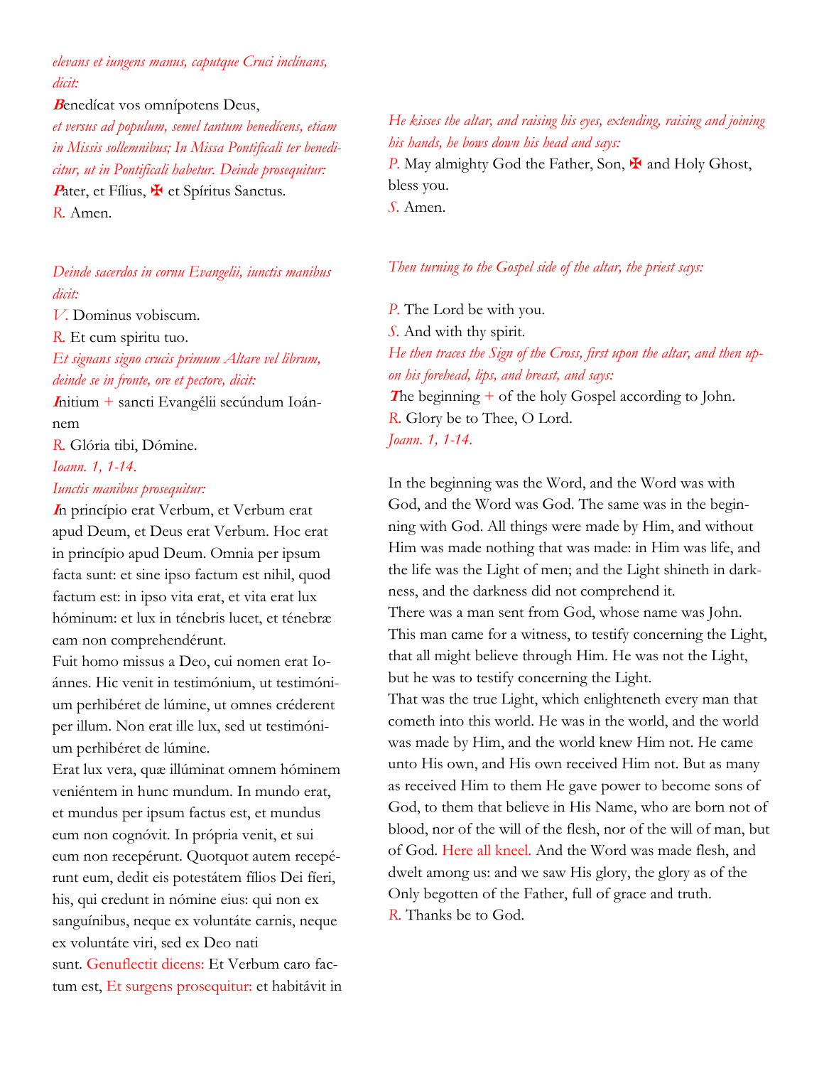*elevans et iungens manus, caputque Cruci inclínans, dicit:*

**B**enedícat vos omnípotens Deus,

*et versus ad populum, semel tantum benedícens, etiam in Missis sollemnibus; In Missa Pontificali ter benedicitur, ut in Pontificali habetur. Deinde prosequitur:*

**P**ater, et Fílius, ✠ et Spíritus Sanctus.

*R.* Amen.

*Deinde sacerdos in cornu Evangelii, iunctis manibus dicit:*

*V.* Dominus vobiscum.

*R.* Et cum spiritu tuo.

*Et signans signo crucis primum Altare vel librum, deinde se in fronte, ore et pectore, dicit:*

**I**nitium + sancti Evangélii secúndum Ioánnem

*R.* Glória tibi, Dómine.

*Ioann. 1, 1-14.*

*Iunctis manibus prosequitur:*

**I**n princípio erat Verbum, et Verbum erat apud Deum, et Deus erat Verbum. Hoc erat in princípio apud Deum. Omnia per ipsum facta sunt: et sine ipso factum est nihil, quod factum est: in ipso vita erat, et vita erat lux hóminum: et lux in ténebris lucet, et ténebræ eam non comprehendérunt.
Fuit homo missus a Deo, cui nomen erat Ioánnes. Hic venit in testimónium, ut testimónium perhibéret de lúmine, ut omnes créderent per illum. Non erat ille lux, sed ut testimónium perhibéret de lúmine.
Erat lux vera, quæ illúminat omnem hóminem veniéntem in hunc mundum. In mundo erat, et mundus per ipsum factus est, et mundus eum non cognóvit. In própria venit, et sui eum non recepérunt. Quotquot autem recepérunt eum, dedit eis potestátem fílios Dei fíeri, his, qui credunt in nómine eius: qui non ex sanguínibus, neque ex voluntáte carnis, neque ex voluntáte viri, sed ex Deo nati sunt. Genuflectit dicens: Et Verbum caro factum est, Et surgens prosequitur: et habitávit in

*He kisses the altar, and raising his eyes, extending, raising and joining his hands, he bows down his head and says:*

*P.* May almighty God the Father, Son, ✠ and Holy Ghost, bless you.

*S.* Amen.

*Then turning to the Gospel side of the altar, the priest says:*

*P.* The Lord be with you.

*S.* And with thy spirit.

*He then traces the Sign of the Cross, first upon the altar, and then upon his forehead, lips, and breast, and says:*

**T**he beginning + of the holy Gospel according to John.

*R.* Glory be to Thee, O Lord.

*Joann. 1, 1-14.*

In the beginning was the Word, and the Word was with God, and the Word was God. The same was in the beginning with God. All things were made by Him, and without Him was made nothing that was made: in Him was life, and the life was the Light of men; and the Light shineth in darkness, and the darkness did not comprehend it.
There was a man sent from God, whose name was John. This man came for a witness, to testify concerning the Light, that all might believe through Him. He was not the Light, but he was to testify concerning the Light.
That was the true Light, which enlighteneth every man that cometh into this world. He was in the world, and the world was made by Him, and the world knew Him not. He came unto His own, and His own received Him not. But as many as received Him to them He gave power to become sons of God, to them that believe in His Name, who are born not of blood, nor of the will of the flesh, nor of the will of man, but of God. Here all kneel. And the Word was made flesh, and dwelt among us: and we saw His glory, the glory as of the Only begotten of the Father, full of grace and truth.

*R.* Thanks be to God.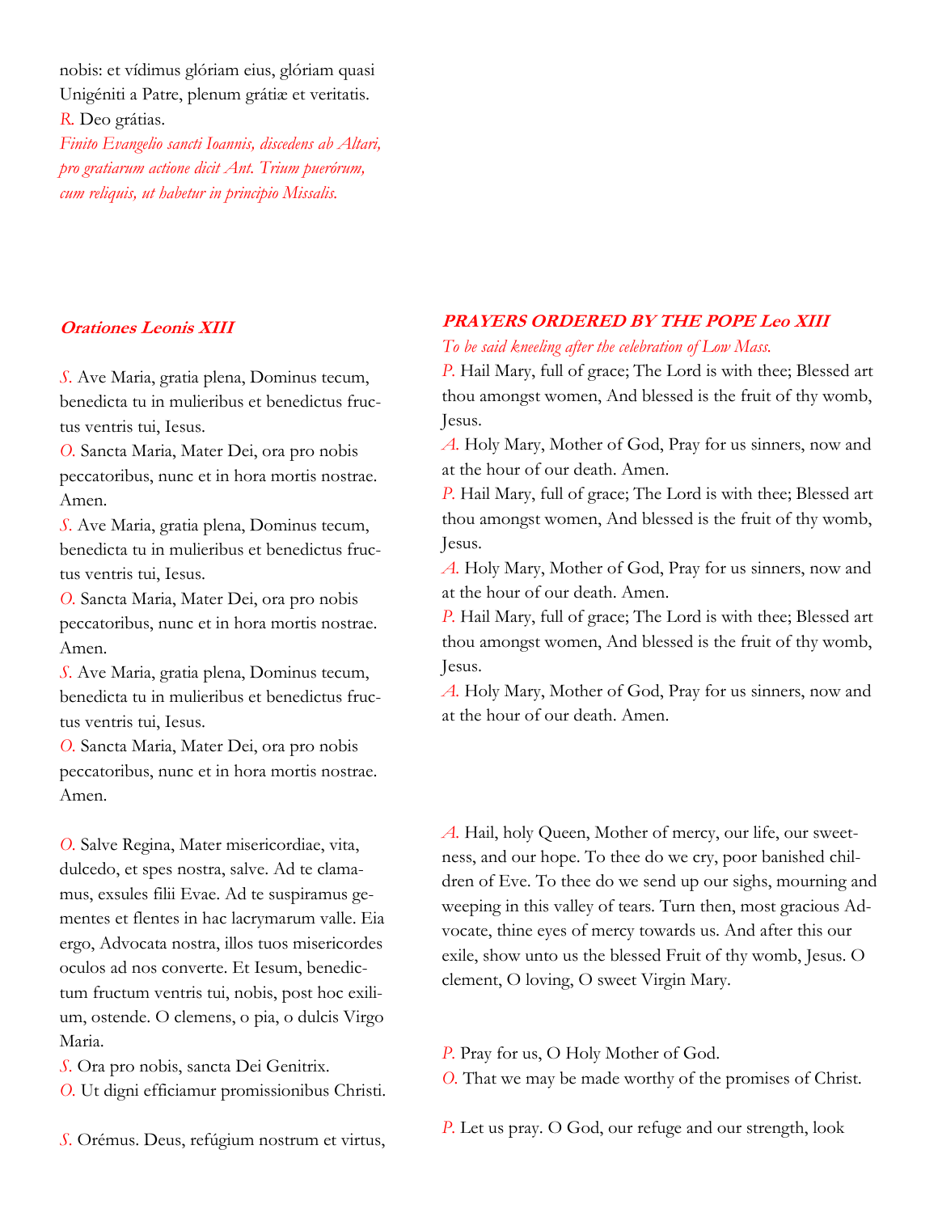nobis: et vídimus glóriam eius, glóriam quasi Unigéniti a Patre, plenum grátiæ et veritatis.
*R.* Deo grátias.
*Finito Evangelio sancti Ioannis, discedens ab Altari, pro gratiarum actione dicit Ant. Trium puerórum, cum reliquis, ut habetur in principio Missalis.*

### ***Orationes Leonis XIII***

*S.* Ave Maria, gratia plena, Dominus tecum, benedicta tu in mulieribus et benedictus fructus ventris tui, Iesus.
*O.* Sancta Maria, Mater Dei, ora pro nobis peccatoribus, nunc et in hora mortis nostrae. Amen.
*S.* Ave Maria, gratia plena, Dominus tecum, benedicta tu in mulieribus et benedictus fructus ventris tui, Iesus.
*O.* Sancta Maria, Mater Dei, ora pro nobis peccatoribus, nunc et in hora mortis nostrae. Amen.
*S.* Ave Maria, gratia plena, Dominus tecum, benedicta tu in mulieribus et benedictus fructus ventris tui, Iesus.
*O.* Sancta Maria, Mater Dei, ora pro nobis peccatoribus, nunc et in hora mortis nostrae. Amen.

*O.* Salve Regina, Mater misericordiae, vita, dulcedo, et spes nostra, salve. Ad te clamamus, exsules filii Evae. Ad te suspiramus gementes et flentes in hac lacrymarum valle. Eia ergo, Advocata nostra, illos tuos misericordes oculos ad nos converte. Et Iesum, benedictum fructum ventris tui, nobis, post hoc exilium, ostende. O clemens, o pia, o dulcis Virgo Maria.
*S.* Ora pro nobis, sancta Dei Genitrix.
*O.* Ut digni efficiamur promissionibus Christi.

*S.* Orémus. Deus, refúgium nostrum et virtus,

### ***PRAYERS ORDERED BY THE POPE Leo XIII***

*To be said kneeling after the celebration of Low Mass.*

*P.* Hail Mary, full of grace; The Lord is with thee; Blessed art thou amongst women, And blessed is the fruit of thy womb, Jesus.
*A.* Holy Mary, Mother of God, Pray for us sinners, now and at the hour of our death. Amen.
*P.* Hail Mary, full of grace; The Lord is with thee; Blessed art thou amongst women, And blessed is the fruit of thy womb, Jesus.
*A.* Holy Mary, Mother of God, Pray for us sinners, now and at the hour of our death. Amen.
*P.* Hail Mary, full of grace; The Lord is with thee; Blessed art thou amongst women, And blessed is the fruit of thy womb, Jesus.
*A.* Holy Mary, Mother of God, Pray for us sinners, now and at the hour of our death. Amen.

*A.* Hail, holy Queen, Mother of mercy, our life, our sweetness, and our hope. To thee do we cry, poor banished children of Eve. To thee do we send up our sighs, mourning and weeping in this valley of tears. Turn then, most gracious Advocate, thine eyes of mercy towards us. And after this our exile, show unto us the blessed Fruit of thy womb, Jesus. O clement, O loving, O sweet Virgin Mary.

*P.* Pray for us, O Holy Mother of God.
*O.* That we may be made worthy of the promises of Christ.

*P.* Let us pray. O God, our refuge and our strength, look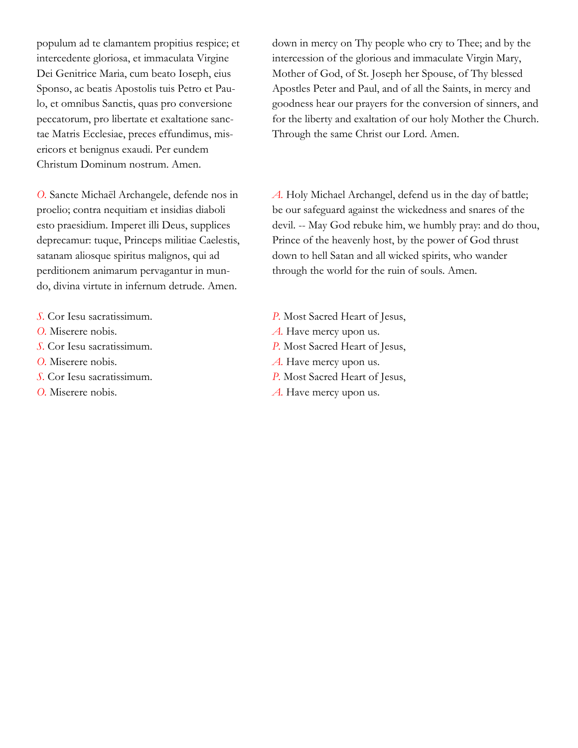populum ad te clamantem propitius respice; et intercedente gloriosa, et immaculata Virgine Dei Genitrice Maria, cum beato Ioseph, eius Sponso, ac beatis Apostolis tuis Petro et Paulo, et omnibus Sanctis, quas pro conversione peccatorum, pro libertate et exaltatione sanctae Matris Ecclesiae, preces effundimus, misericors et benignus exaudi. Per eundem Christum Dominum nostrum. Amen.

down in mercy on Thy people who cry to Thee; and by the intercession of the glorious and immaculate Virgin Mary, Mother of God, of St. Joseph her Spouse, of Thy blessed Apostles Peter and Paul, and of all the Saints, in mercy and goodness hear our prayers for the conversion of sinners, and for the liberty and exaltation of our holy Mother the Church. Through the same Christ our Lord. Amen.

*O.* Sancte Michaël Archangele, defende nos in proelio; contra nequitiam et insidias diaboli esto praesidium. Imperet illi Deus, supplices deprecamur: tuque, Princeps militiae Caelestis, satanam aliosque spiritus malignos, qui ad perditionem animarum pervagantur in mundo, divina virtute in infernum detrude. Amen.

*A.* Holy Michael Archangel, defend us in the day of battle; be our safeguard against the wickedness and snares of the devil. -- May God rebuke him, we humbly pray: and do thou, Prince of the heavenly host, by the power of God thrust down to hell Satan and all wicked spirits, who wander through the world for the ruin of souls. Amen.

*S.* Cor Iesu sacratissimum.
*O.* Miserere nobis.
*S.* Cor Iesu sacratissimum.
*O.* Miserere nobis.
*S.* Cor Iesu sacratissimum.
*O.* Miserere nobis.

*P.* Most Sacred Heart of Jesus,
*A.* Have mercy upon us.
*P.* Most Sacred Heart of Jesus,
*A.* Have mercy upon us.
*P.* Most Sacred Heart of Jesus,
*A.* Have mercy upon us.